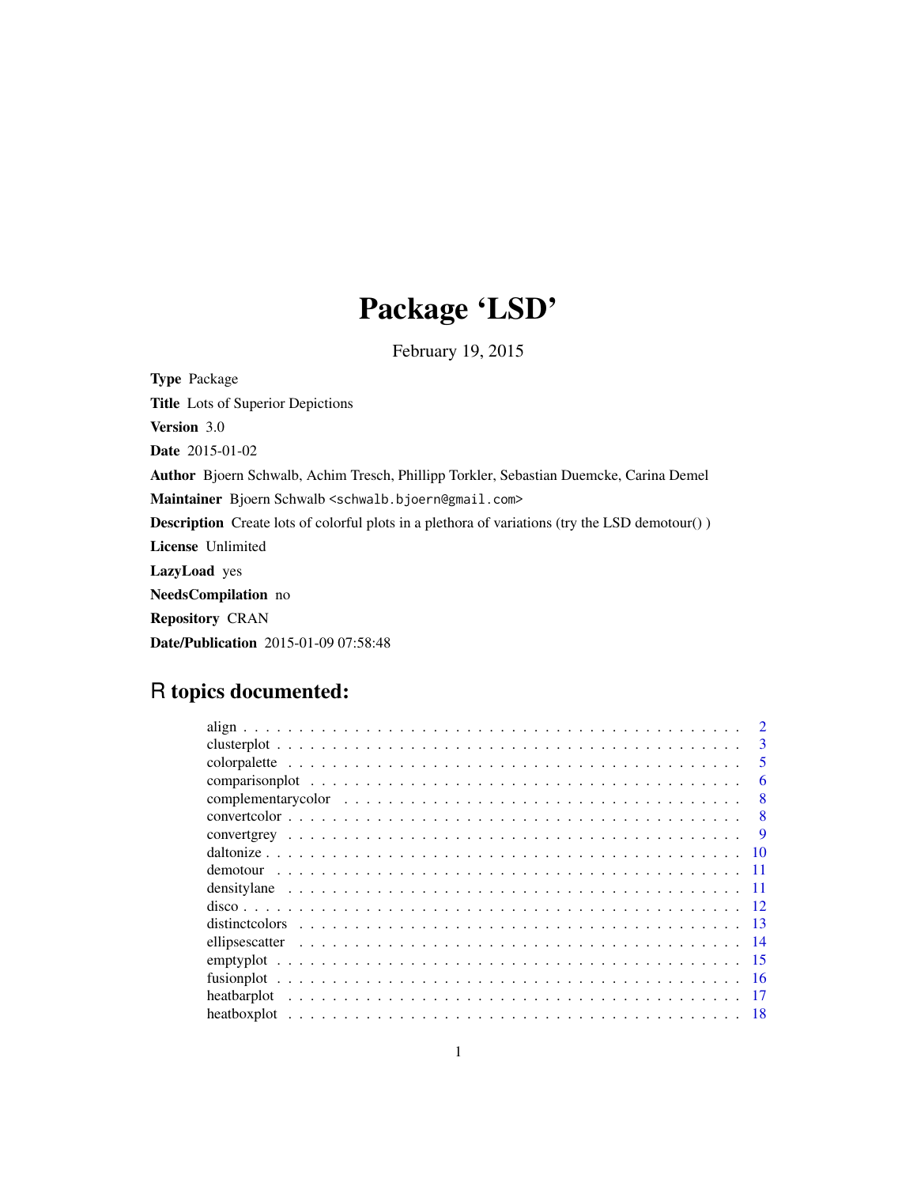# Package 'LSD'

February 19, 2015

**Type** Package

**Title** Lots of Superior Depictions

**Version** 3.0

**Date** 2015-01-02

**Author** Bjoern Schwalb, Achim Tresch, Phillipp Torkler, Sebastian Duemcke, Carina Demel

**Maintainer** Bjoern Schwalb <schwalb.bjoern@gmail.com>

**Description** Create lots of colorful plots in a plethora of variations (try the LSD demotour() )

**License** Unlimited

**LazyLoad** yes

**NeedsCompilation** no

**Repository** CRAN

**Date/Publication** 2015-01-09 07:58:48

## R topics documented:

| | |
|---|---|
| align | 2 |
| clusterplot | 3 |
| colorpalette | 5 |
| comparisonplot | 6 |
| complementarycolor | 8 |
| convertcolor | 8 |
| convertgrey | 9 |
| daltonize | 10 |
| demotour | 11 |
| densitylane | 11 |
| disco | 12 |
| distinctcolors | 13 |
| ellipsescatter | 14 |
| emptyplot | 15 |
| fusionplot | 16 |
| heatbarplot | 17 |
| heatboxplot | 18 |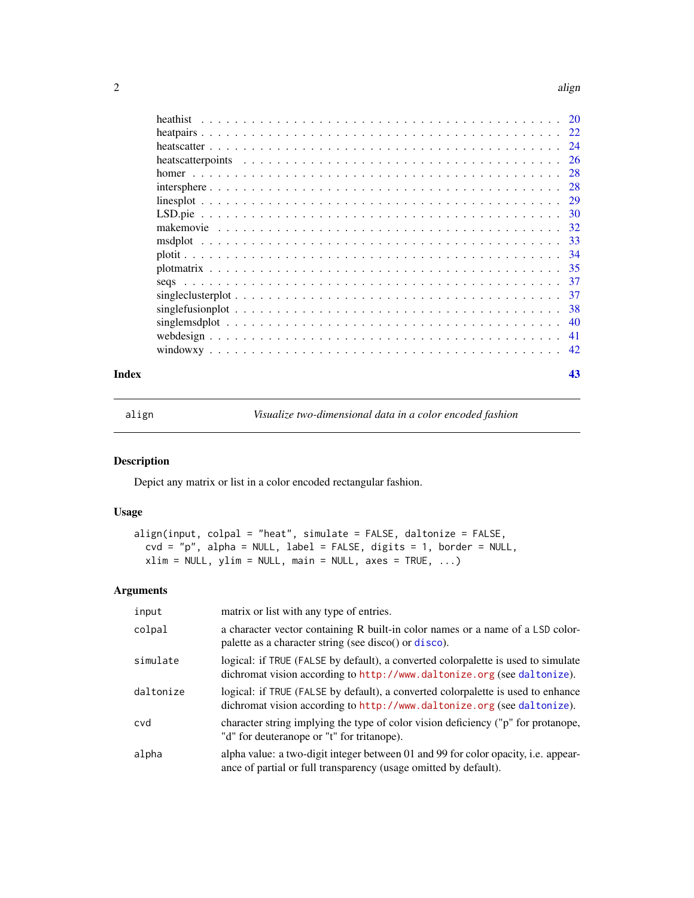| | |
|---|---|
| heathist | 20 |
| heatpairs | 22 |
| heatscatter | 24 |
| heatscatterpoints | 26 |
| homer | 28 |
| intersphere | 28 |
| linesplot | 29 |
| LSD.pie | 30 |
| makemovie | 32 |
| msdplot | 33 |
| plotit | 34 |
| plotmatrix | 35 |
| seqs | 37 |
| singleclusterplot | 37 |
| singlefusionplot | 38 |
| singlemsdplot | 40 |
| webdesign | 41 |
| windowxy | 42 |

**Index** **43**

---

`align` *Visualize two-dimensional data in a color encoded fashion*

---

### Description

Depict any matrix or list in a color encoded rectangular fashion.

### Usage

```
align(input, colpal = "heat", simulate = FALSE, daltonize = FALSE,
  cvd = "p", alpha = NULL, label = FALSE, digits = 1, border = NULL,
  xlim = NULL, ylim = NULL, main = NULL, axes = TRUE, ...)
```

### Arguments

| | |
|---|---|
| `input` | matrix or list with any type of entries. |
| `colpal` | a character vector containing R built-in color names or a name of a LSD colorpalette as a character string (see disco() or `disco`). |
| `simulate` | logical: if TRUE (FALSE by default), a converted colorpalette is used to simulate dichromat vision according to `http://www.daltonize.org` (see `daltonize`). |
| `daltonize` | logical: if TRUE (FALSE by default), a converted colorpalette is used to enhance dichromat vision according to `http://www.daltonize.org` (see `daltonize`). |
| `cvd` | character string implying the type of color vision deficiency ("p" for protanope, "d" for deuteranope or "t" for tritanope). |
| `alpha` | alpha value: a two-digit integer between 01 and 99 for color opacity, i.e. appearance of partial or full transparency (usage omitted by default). |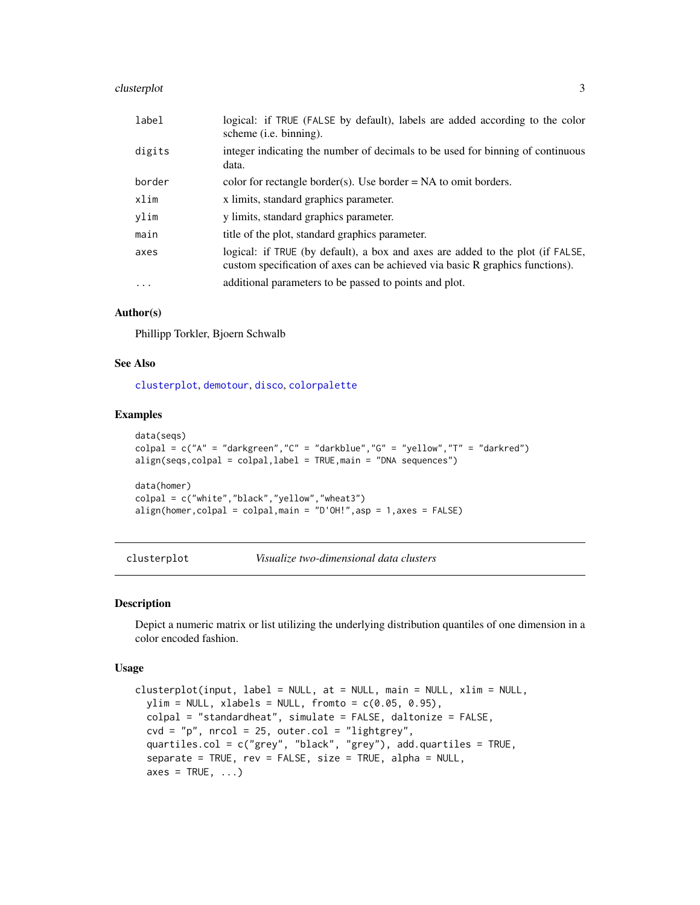| | |
|---|---|
| label | logical: if TRUE (FALSE by default), labels are added according to the color scheme (i.e. binning). |
| digits | integer indicating the number of decimals to be used for binning of continuous data. |
| border | color for rectangle border(s). Use border = NA to omit borders. |
| xlim | x limits, standard graphics parameter. |
| ylim | y limits, standard graphics parameter. |
| main | title of the plot, standard graphics parameter. |
| axes | logical: if TRUE (by default), a box and axes are added to the plot (if FALSE, custom specification of axes can be achieved via basic R graphics functions). |
| ... | additional parameters to be passed to points and plot. |

### Author(s)

Phillipp Torkler, Bjoern Schwalb

### See Also

clusterplot, demotour, disco, colorpalette

### Examples

```
data(seqs)
colpal = c("A" = "darkgreen","C" = "darkblue","G" = "yellow","T" = "darkred")
align(seqs,colpal = colpal,label = TRUE,main = "DNA sequences")

data(homer)
colpal = c("white","black","yellow","wheat3")
align(homer,colpal = colpal,main = "D'OH!",asp = 1,axes = FALSE)
```

---

## clusterplot — *Visualize two-dimensional data clusters*

### Description

Depict a numeric matrix or list utilizing the underlying distribution quantiles of one dimension in a color encoded fashion.

### Usage

```
clusterplot(input, label = NULL, at = NULL, main = NULL, xlim = NULL,
  ylim = NULL, xlabels = NULL, fromto = c(0.05, 0.95),
  colpal = "standardheat", simulate = FALSE, daltonize = FALSE,
  cvd = "p", nrcol = 25, outer.col = "lightgrey",
  quartiles.col = c("grey", "black", "grey"), add.quartiles = TRUE,
  separate = TRUE, rev = FALSE, size = TRUE, alpha = NULL,
  axes = TRUE, ...)
```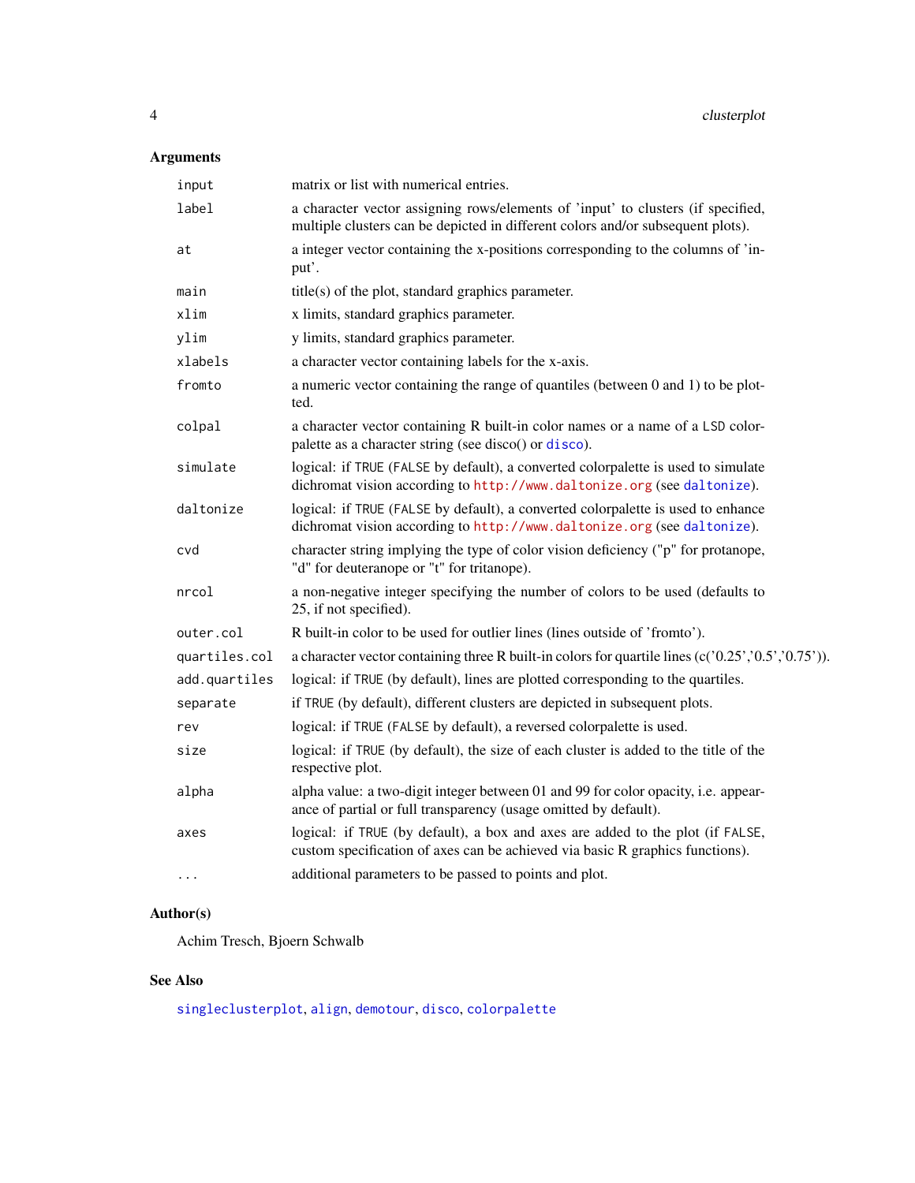## Arguments

| | |
|---|---|
| input | matrix or list with numerical entries. |
| label | a character vector assigning rows/elements of 'input' to clusters (if specified, multiple clusters can be depicted in different colors and/or subsequent plots). |
| at | a integer vector containing the x-positions corresponding to the columns of 'input'. |
| main | title(s) of the plot, standard graphics parameter. |
| xlim | x limits, standard graphics parameter. |
| ylim | y limits, standard graphics parameter. |
| xlabels | a character vector containing labels for the x-axis. |
| fromto | a numeric vector containing the range of quantiles (between 0 and 1) to be plotted. |
| colpal | a character vector containing R built-in color names or a name of a `LSD` colorpalette as a character string (see disco() or `disco`). |
| simulate | logical: if `TRUE` (`FALSE` by default), a converted colorpalette is used to simulate dichromat vision according to `http://www.daltonize.org` (see `daltonize`). |
| daltonize | logical: if `TRUE` (`FALSE` by default), a converted colorpalette is used to enhance dichromat vision according to `http://www.daltonize.org` (see `daltonize`). |
| cvd | character string implying the type of color vision deficiency ("p" for protanope, "d" for deuteranope or "t" for tritanope). |
| nrcol | a non-negative integer specifying the number of colors to be used (defaults to 25, if not specified). |
| outer.col | R built-in color to be used for outlier lines (lines outside of 'fromto'). |
| quartiles.col | a character vector containing three R built-in colors for quartile lines (c('0.25','0.5','0.75')). |
| add.quartiles | logical: if `TRUE` (by default), lines are plotted corresponding to the quartiles. |
| separate | if `TRUE` (by default), different clusters are depicted in subsequent plots. |
| rev | logical: if `TRUE` (`FALSE` by default), a reversed colorpalette is used. |
| size | logical: if `TRUE` (by default), the size of each cluster is added to the title of the respective plot. |
| alpha | alpha value: a two-digit integer between 01 and 99 for color opacity, i.e. appearance of partial or full transparency (usage omitted by default). |
| axes | logical: if `TRUE` (by default), a box and axes are added to the plot (if `FALSE`, custom specification of axes can be achieved via basic R graphics functions). |
| ... | additional parameters to be passed to points and plot. |

## Author(s)

Achim Tresch, Bjoern Schwalb

## See Also

`singleclusterplot`, `align`, `demotour`, `disco`, `colorpalette`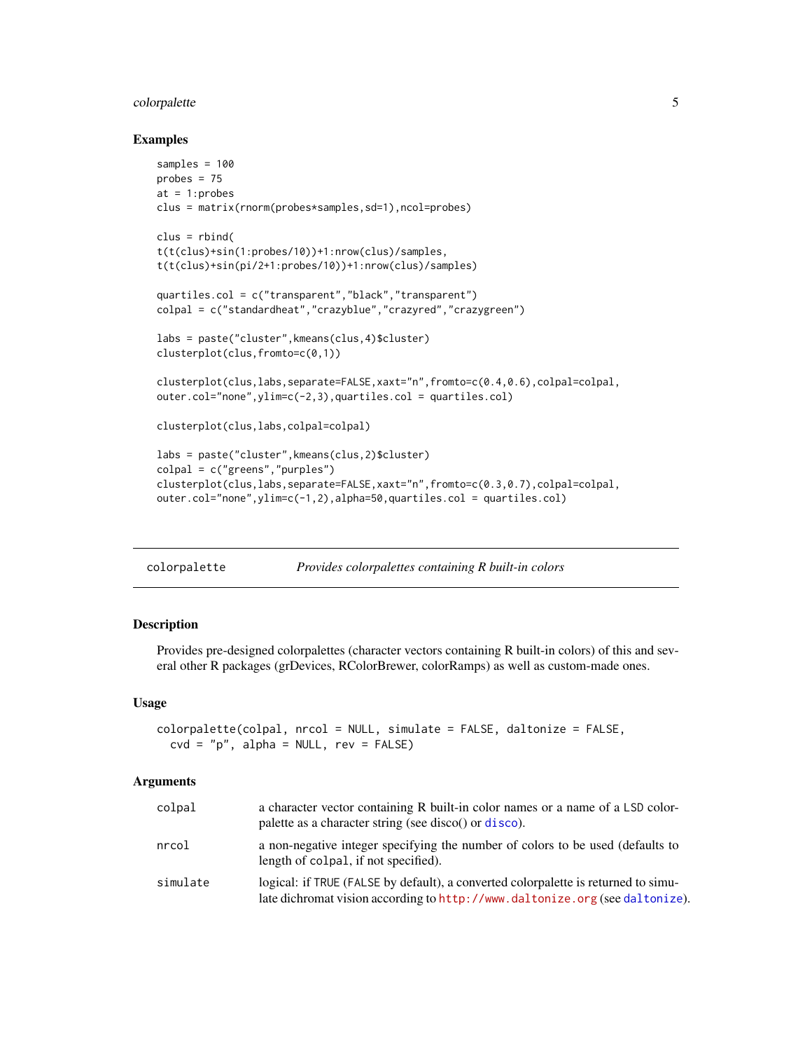## Examples

```
samples = 100
probes = 75
at = 1:probes
clus = matrix(rnorm(probes*samples,sd=1),ncol=probes)

clus = rbind(
t(t(clus)+sin(1:probes/10))+1:nrow(clus)/samples,
t(t(clus)+sin(pi/2+1:probes/10))+1:nrow(clus)/samples)

quartiles.col = c("transparent","black","transparent")
colpal = c("standardheat","crazyblue","crazyred","crazygreen")

labs = paste("cluster",kmeans(clus,4)$cluster)
clusterplot(clus,fromto=c(0,1))

clusterplot(clus,labs,separate=FALSE,xaxt="n",fromto=c(0.4,0.6),colpal=colpal,
outer.col="none",ylim=c(-2,3),quartiles.col = quartiles.col)

clusterplot(clus,labs,colpal=colpal)

labs = paste("cluster",kmeans(clus,2)$cluster)
colpal = c("greens","purples")
clusterplot(clus,labs,separate=FALSE,xaxt="n",fromto=c(0.3,0.7),colpal=colpal,
outer.col="none",ylim=c(-1,2),alpha=50,quartiles.col = quartiles.col)
```

---

# colorpalette — *Provides colorpalettes containing R built-in colors*

---

## Description

Provides pre-designed colorpalettes (character vectors containing R built-in colors) of this and several other R packages (grDevices, RColorBrewer, colorRamps) as well as custom-made ones.

## Usage

```
colorpalette(colpal, nrcol = NULL, simulate = FALSE, daltonize = FALSE,
  cvd = "p", alpha = NULL, rev = FALSE)
```

## Arguments

| | |
|---|---|
| `colpal` | a character vector containing R built-in color names or a name of a LSD colorpalette as a character string (see disco() or `disco`). |
| `nrcol` | a non-negative integer specifying the number of colors to be used (defaults to length of `colpal`, if not specified). |
| `simulate` | logical: if `TRUE` (`FALSE` by default), a converted colorpalette is returned to simulate dichromat vision according to `http://www.daltonize.org` (see `daltonize`). |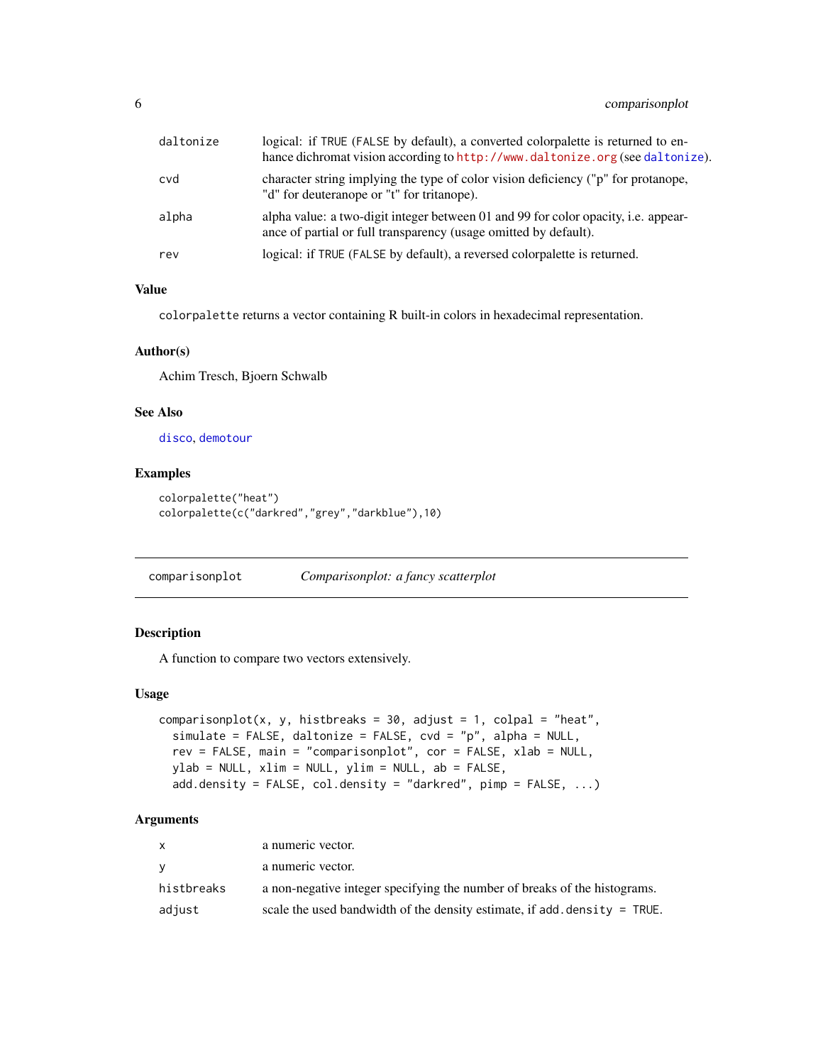| | |
|---|---|
| daltonize | logical: if TRUE (FALSE by default), a converted colorpalette is returned to enhance dichromat vision according to http://www.daltonize.org (see daltonize). |
| cvd | character string implying the type of color vision deficiency ("p" for protanope, "d" for deuteranope or "t" for tritanope). |
| alpha | alpha value: a two-digit integer between 01 and 99 for color opacity, i.e. appearance of partial or full transparency (usage omitted by default). |
| rev | logical: if TRUE (FALSE by default), a reversed colorpalette is returned. |

### Value

colorpalette returns a vector containing R built-in colors in hexadecimal representation.

### Author(s)

Achim Tresch, Bjoern Schwalb

### See Also

disco, demotour

### Examples

```
colorpalette("heat")
colorpalette(c("darkred","grey","darkblue"),10)
```

---

## comparisonplot — *Comparisonplot: a fancy scatterplot*

### Description

A function to compare two vectors extensively.

### Usage

```
comparisonplot(x, y, histbreaks = 30, adjust = 1, colpal = "heat",
  simulate = FALSE, daltonize = FALSE, cvd = "p", alpha = NULL,
  rev = FALSE, main = "comparisonplot", cor = FALSE, xlab = NULL,
  ylab = NULL, xlim = NULL, ylim = NULL, ab = FALSE,
  add.density = FALSE, col.density = "darkred", pimp = FALSE, ...)
```

### Arguments

| | |
|---|---|
| x | a numeric vector. |
| y | a numeric vector. |
| histbreaks | a non-negative integer specifying the number of breaks of the histograms. |
| adjust | scale the used bandwidth of the density estimate, if add.density = TRUE. |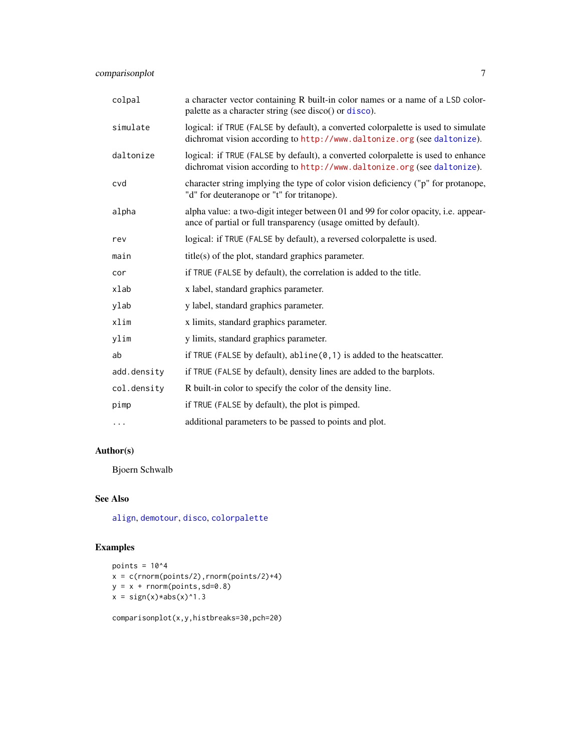| | |
|---|---|
| colpal | a character vector containing R built-in color names or a name of a LSD colorpalette as a character string (see disco() or disco). |
| simulate | logical: if TRUE (FALSE by default), a converted colorpalette is used to simulate dichromat vision according to http://www.daltonize.org (see daltonize). |
| daltonize | logical: if TRUE (FALSE by default), a converted colorpalette is used to enhance dichromat vision according to http://www.daltonize.org (see daltonize). |
| cvd | character string implying the type of color vision deficiency ("p" for protanope, "d" for deuteranope or "t" for tritanope). |
| alpha | alpha value: a two-digit integer between 01 and 99 for color opacity, i.e. appearance of partial or full transparency (usage omitted by default). |
| rev | logical: if TRUE (FALSE by default), a reversed colorpalette is used. |
| main | title(s) of the plot, standard graphics parameter. |
| cor | if TRUE (FALSE by default), the correlation is added to the title. |
| xlab | x label, standard graphics parameter. |
| ylab | y label, standard graphics parameter. |
| xlim | x limits, standard graphics parameter. |
| ylim | y limits, standard graphics parameter. |
| ab | if TRUE (FALSE by default), abline(0,1) is added to the heatscatter. |
| add.density | if TRUE (FALSE by default), density lines are added to the barplots. |
| col.density | R built-in color to specify the color of the density line. |
| pimp | if TRUE (FALSE by default), the plot is pimped. |
| ... | additional parameters to be passed to points and plot. |

## Author(s)

Bjoern Schwalb

## See Also

align, demotour, disco, colorpalette

## Examples

```
points = 10^4
x = c(rnorm(points/2),rnorm(points/2)+4)
y = x + rnorm(points,sd=0.8)
x = sign(x)*abs(x)^1.3

comparisonplot(x,y,histbreaks=30,pch=20)
```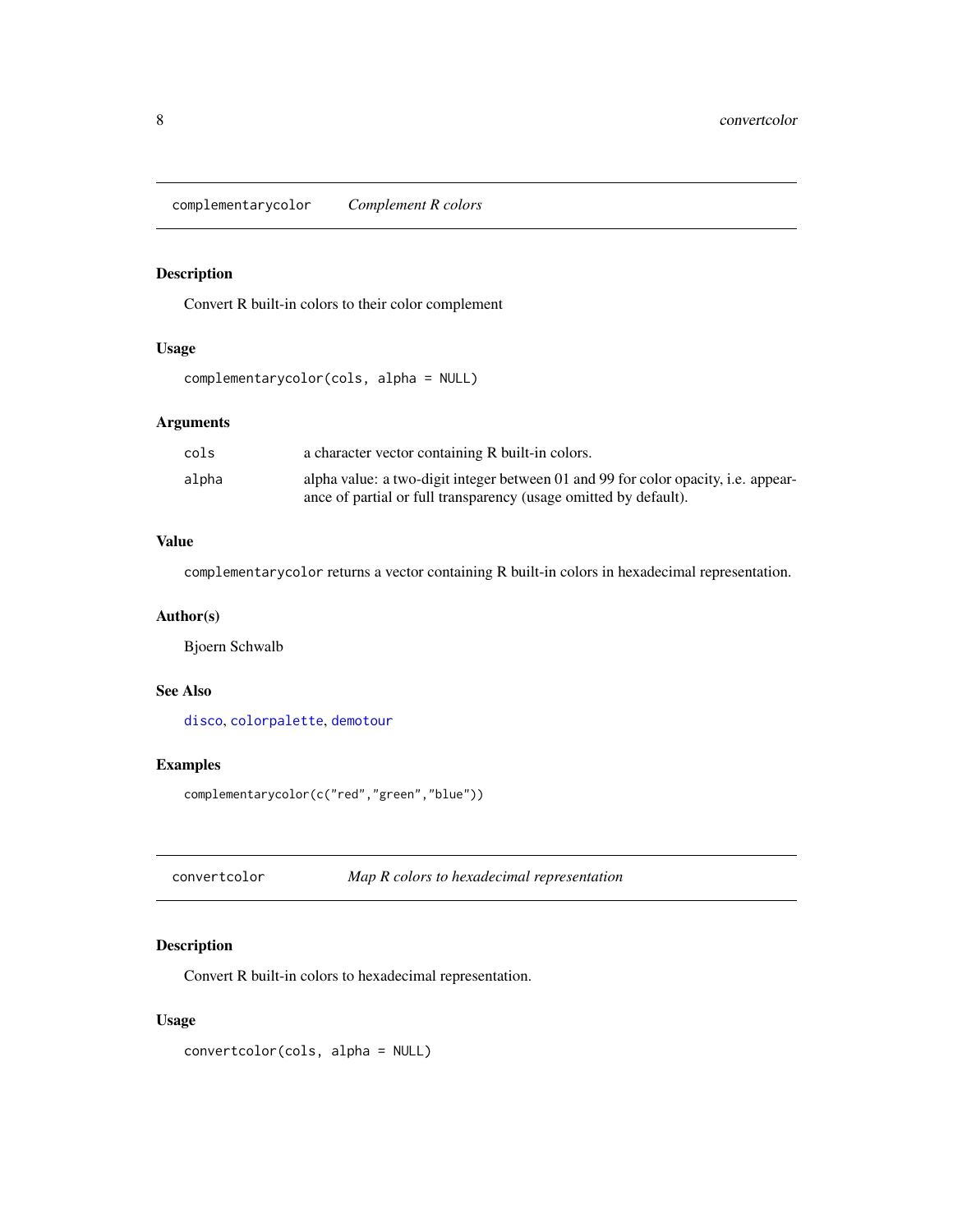## complementarycolor *Complement R colors*

### Description

Convert R built-in colors to their color complement

### Usage

```
complementarycolor(cols, alpha = NULL)
```

### Arguments

| | |
|---|---|
| cols | a character vector containing R built-in colors. |
| alpha | alpha value: a two-digit integer between 01 and 99 for color opacity, i.e. appearance of partial or full transparency (usage omitted by default). |

### Value

`complementarycolor` returns a vector containing R built-in colors in hexadecimal representation.

### Author(s)

Bjoern Schwalb

### See Also

`disco`, `colorpalette`, `demotour`

### Examples

```
complementarycolor(c("red","green","blue"))
```

## convertcolor *Map R colors to hexadecimal representation*

### Description

Convert R built-in colors to hexadecimal representation.

### Usage

```
convertcolor(cols, alpha = NULL)
```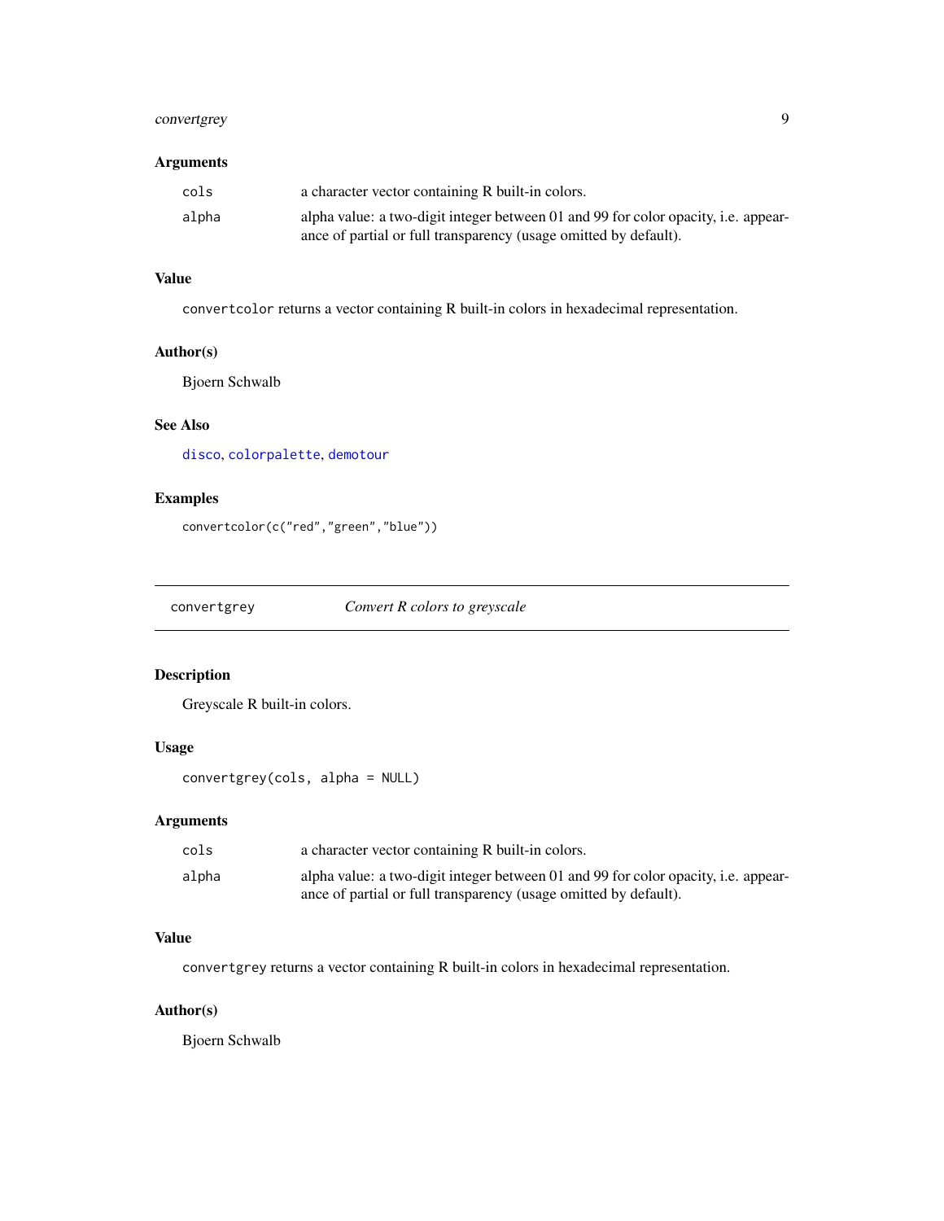### Arguments

| | |
|---|---|
| `cols` | a character vector containing R built-in colors. |
| `alpha` | alpha value: a two-digit integer between 01 and 99 for color opacity, i.e. appearance of partial or full transparency (usage omitted by default). |

### Value

`convertcolor` returns a vector containing R built-in colors in hexadecimal representation.

### Author(s)

Bjoern Schwalb

### See Also

`disco`, `colorpalette`, `demotour`

### Examples

```
convertcolor(c("red","green","blue"))
```

---

## convertgrey — *Convert R colors to greyscale*

---

### Description

Greyscale R built-in colors.

### Usage

```
convertgrey(cols, alpha = NULL)
```

### Arguments

| | |
|---|---|
| `cols` | a character vector containing R built-in colors. |
| `alpha` | alpha value: a two-digit integer between 01 and 99 for color opacity, i.e. appearance of partial or full transparency (usage omitted by default). |

### Value

`convertgrey` returns a vector containing R built-in colors in hexadecimal representation.

### Author(s)

Bjoern Schwalb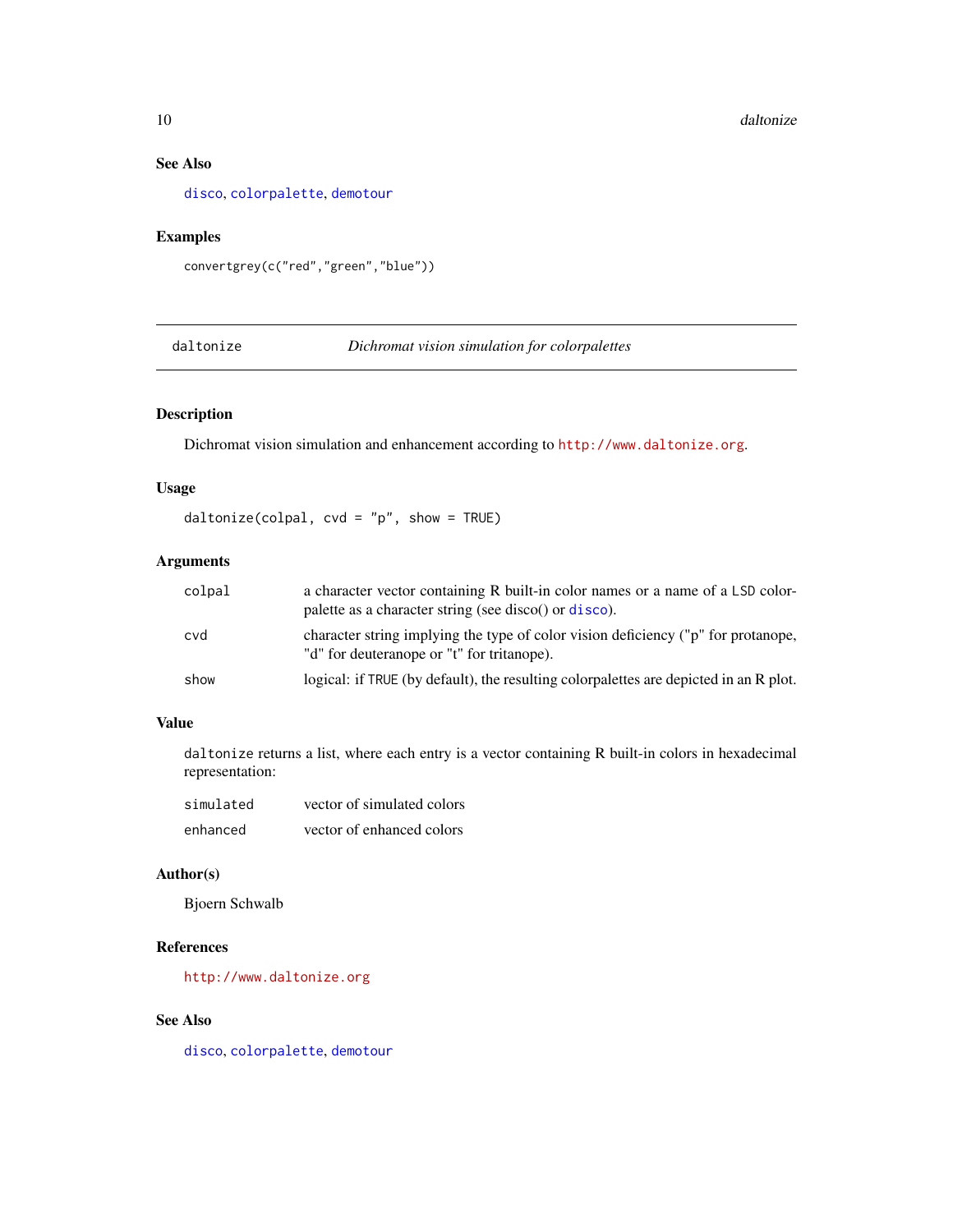### See Also

disco, colorpalette, demotour

### Examples

```
convertgrey(c("red","green","blue"))
```

---

## daltonize — *Dichromat vision simulation for colorpalettes*

---

### Description

Dichromat vision simulation and enhancement according to http://www.daltonize.org.

### Usage

```
daltonize(colpal, cvd = "p", show = TRUE)
```

### Arguments

| | |
|---|---|
| colpal | a character vector containing R built-in color names or a name of a LSD colorpalette as a character string (see disco() or disco). |
| cvd | character string implying the type of color vision deficiency ("p" for protanope, "d" for deuteranope or "t" for tritanope). |
| show | logical: if TRUE (by default), the resulting colorpalettes are depicted in an R plot. |

### Value

daltonize returns a list, where each entry is a vector containing R built-in colors in hexadecimal representation:

| | |
|---|---|
| simulated | vector of simulated colors |
| enhanced | vector of enhanced colors |

### Author(s)

Bjoern Schwalb

### References

http://www.daltonize.org

### See Also

disco, colorpalette, demotour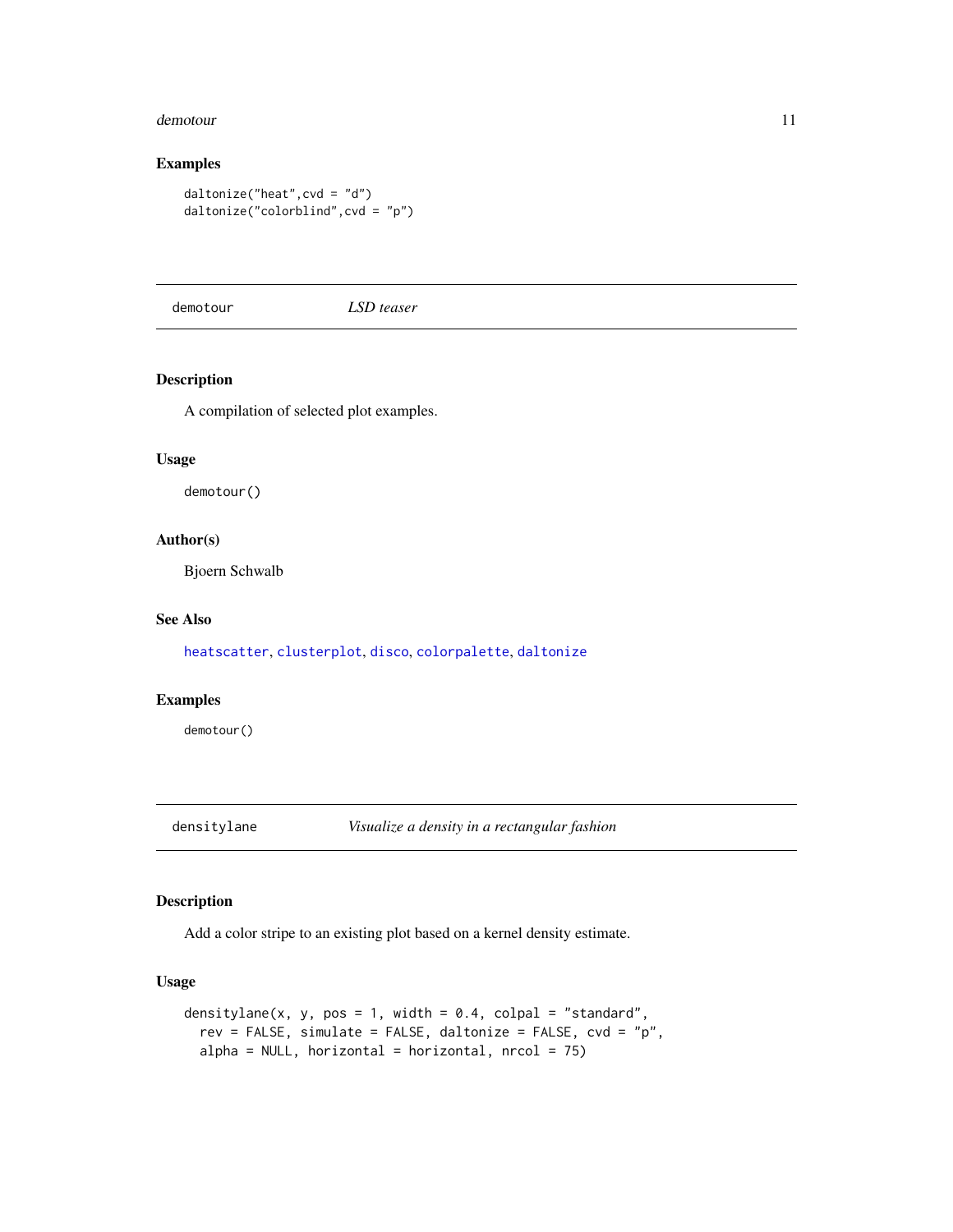### Examples

```
daltonize("heat",cvd = "d")
daltonize("colorblind",cvd = "p")
```

---

## demotour *LSD teaser*

---

### Description

A compilation of selected plot examples.

### Usage

```
demotour()
```

### Author(s)

Bjoern Schwalb

### See Also

heatscatter, clusterplot, disco, colorpalette, daltonize

### Examples

```
demotour()
```

---

## densitylane *Visualize a density in a rectangular fashion*

---

### Description

Add a color stripe to an existing plot based on a kernel density estimate.

### Usage

```
densitylane(x, y, pos = 1, width = 0.4, colpal = "standard",
  rev = FALSE, simulate = FALSE, daltonize = FALSE, cvd = "p",
  alpha = NULL, horizontal = horizontal, nrcol = 75)
```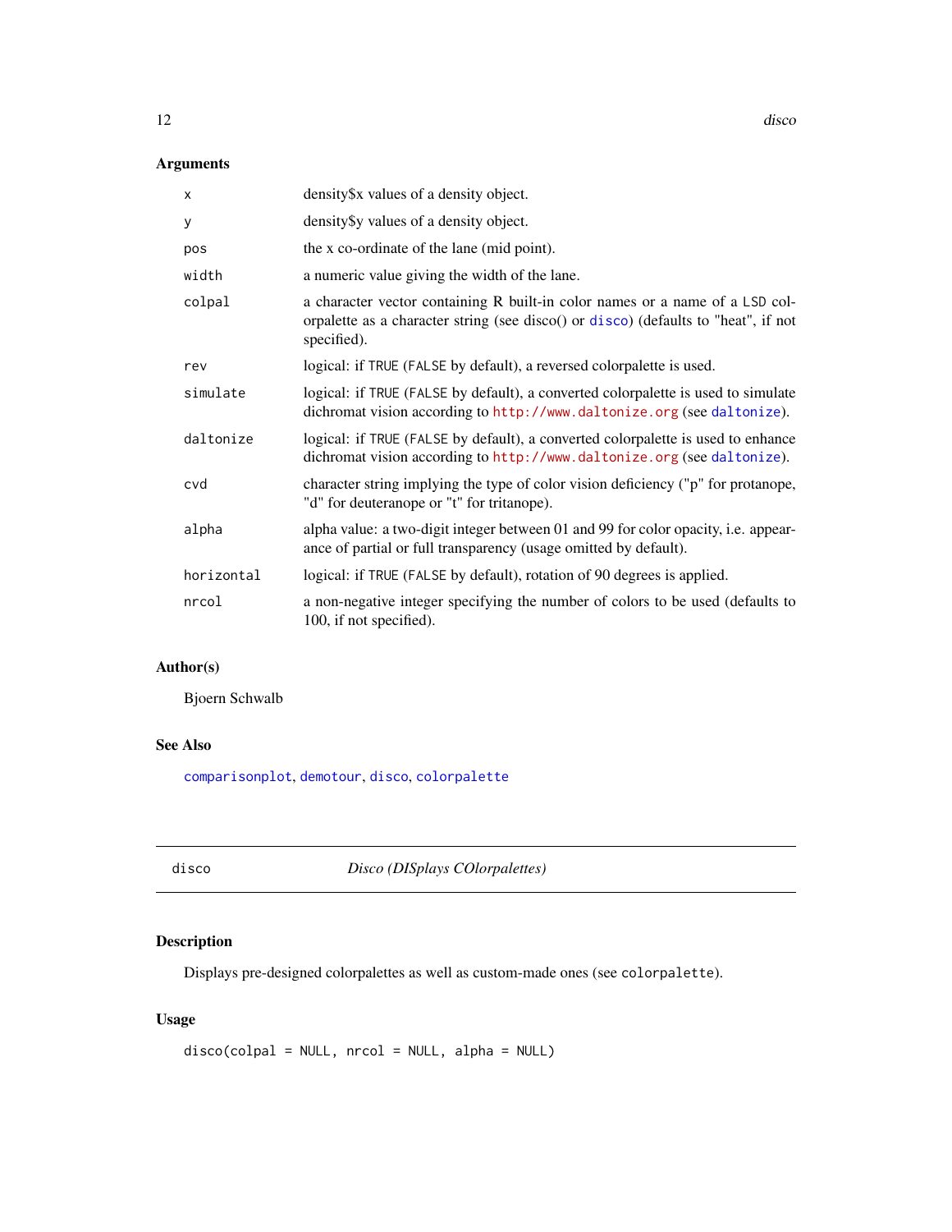### Arguments

| | |
|---|---|
| `x` | density$x values of a density object. |
| `y` | density$y values of a density object. |
| `pos` | the x co-ordinate of the lane (mid point). |
| `width` | a numeric value giving the width of the lane. |
| `colpal` | a character vector containing R built-in color names or a name of a `LSD` colorpalette as a character string (see disco() or disco) (defaults to "heat", if not specified). |
| `rev` | logical: if `TRUE` (`FALSE` by default), a reversed colorpalette is used. |
| `simulate` | logical: if `TRUE` (`FALSE` by default), a converted colorpalette is used to simulate dichromat vision according to `http://www.daltonize.org` (see `daltonize`). |
| `daltonize` | logical: if `TRUE` (`FALSE` by default), a converted colorpalette is used to enhance dichromat vision according to `http://www.daltonize.org` (see `daltonize`). |
| `cvd` | character string implying the type of color vision deficiency ("p" for protanope, "d" for deuteranope or "t" for tritanope). |
| `alpha` | alpha value: a two-digit integer between 01 and 99 for color opacity, i.e. appearance of partial or full transparency (usage omitted by default). |
| `horizontal` | logical: if `TRUE` (`FALSE` by default), rotation of 90 degrees is applied. |
| `nrcol` | a non-negative integer specifying the number of colors to be used (defaults to 100, if not specified). |

### Author(s)

Bjoern Schwalb

### See Also

`comparisonplot`, `demotour`, `disco`, `colorpalette`

---

## disco — *Disco (DISplays COlorpalettes)*

### Description

Displays pre-designed colorpalettes as well as custom-made ones (see `colorpalette`).

### Usage

```
disco(colpal = NULL, nrcol = NULL, alpha = NULL)
```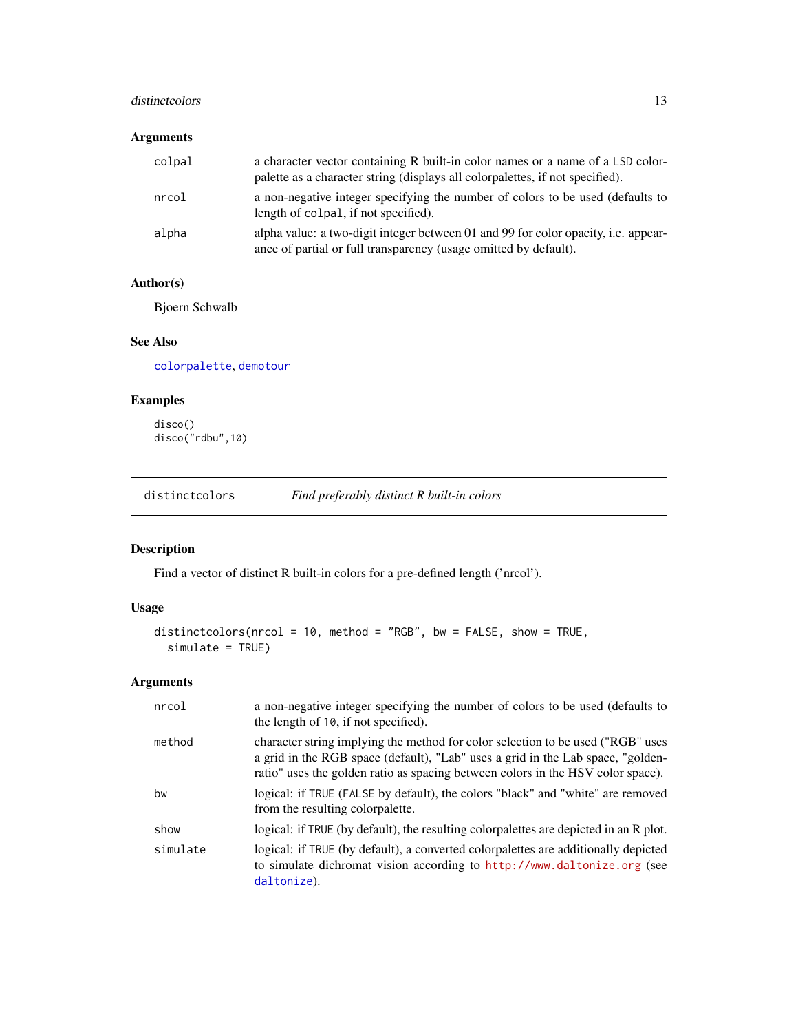### Arguments

| | |
|---|---|
| `colpal` | a character vector containing R built-in color names or a name of a LSD colorpalette as a character string (displays all colorpalettes, if not specified). |
| `nrcol` | a non-negative integer specifying the number of colors to be used (defaults to length of `colpal`, if not specified). |
| `alpha` | alpha value: a two-digit integer between 01 and 99 for color opacity, i.e. appearance of partial or full transparency (usage omitted by default). |

### Author(s)

Bjoern Schwalb

### See Also

colorpalette, demotour

### Examples

```
disco()
disco("rdbu",10)
```

---

## distinctcolors — *Find preferably distinct R built-in colors*

### Description

Find a vector of distinct R built-in colors for a pre-defined length ('nrcol').

### Usage

```
distinctcolors(nrcol = 10, method = "RGB", bw = FALSE, show = TRUE,
  simulate = TRUE)
```

### Arguments

| | |
|---|---|
| `nrcol` | a non-negative integer specifying the number of colors to be used (defaults to the length of `10`, if not specified). |
| `method` | character string implying the method for color selection to be used ("RGB" uses a grid in the RGB space (default), "Lab" uses a grid in the Lab space, "golden-ratio" uses the golden ratio as spacing between colors in the HSV color space). |
| `bw` | logical: if `TRUE` (`FALSE` by default), the colors "black" and "white" are removed from the resulting colorpalette. |
| `show` | logical: if `TRUE` (by default), the resulting colorpalettes are depicted in an R plot. |
| `simulate` | logical: if `TRUE` (by default), a converted colorpalettes are additionally depicted to simulate dichromat vision according to http://www.daltonize.org (see daltonize). |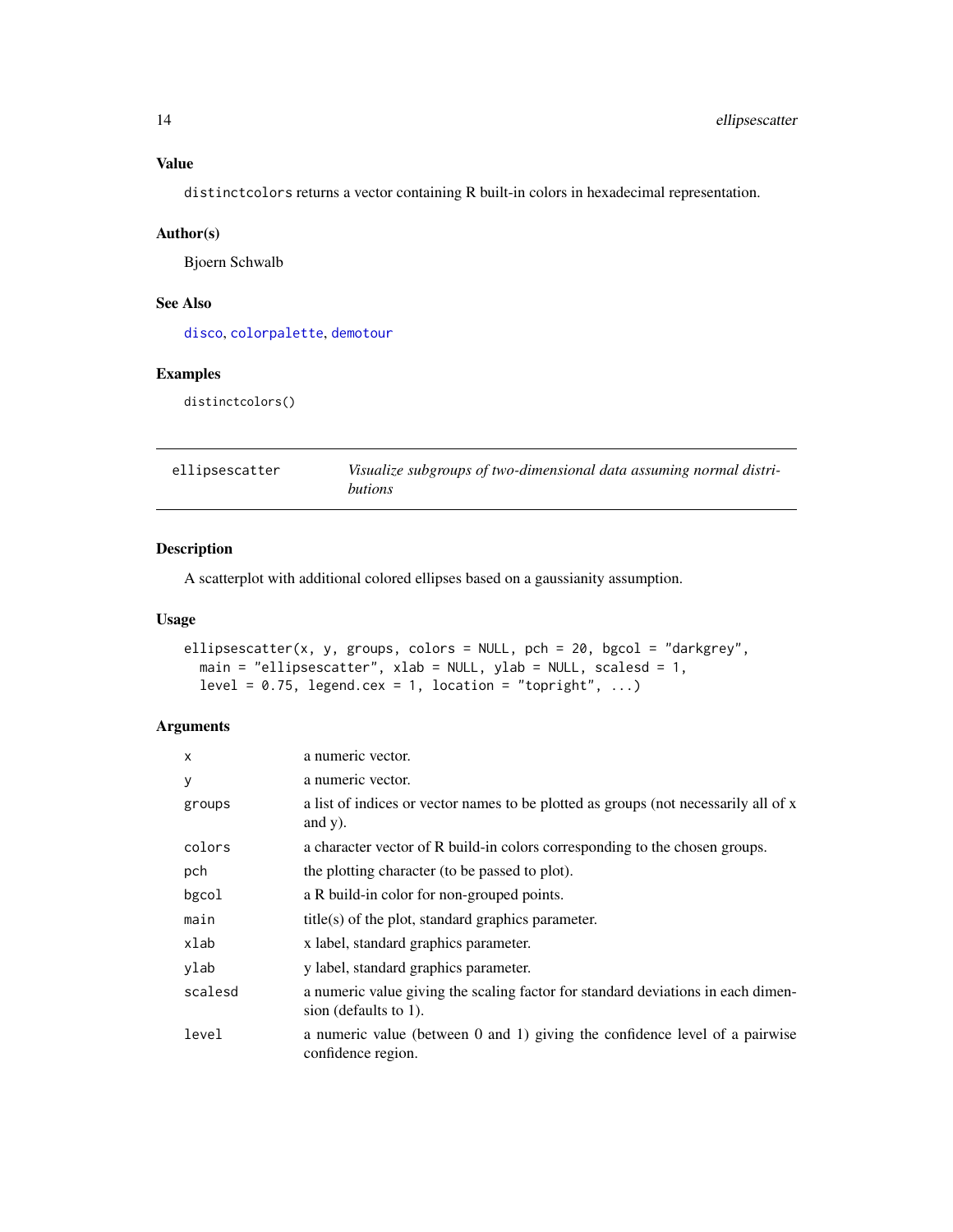## Value

`distinctcolors` returns a vector containing R built-in colors in hexadecimal representation.

## Author(s)

Bjoern Schwalb

## See Also

`disco`, `colorpalette`, `demotour`

## Examples

```
distinctcolors()
```

---

# ellipsescatter — *Visualize subgroups of two-dimensional data assuming normal distributions*

---

## Description

A scatterplot with additional colored ellipses based on a gaussianity assumption.

## Usage

```
ellipsescatter(x, y, groups, colors = NULL, pch = 20, bgcol = "darkgrey",
  main = "ellipsescatter", xlab = NULL, ylab = NULL, scalesd = 1,
  level = 0.75, legend.cex = 1, location = "topright", ...)
```

## Arguments

| | |
|---|---|
| `x` | a numeric vector. |
| `y` | a numeric vector. |
| `groups` | a list of indices or vector names to be plotted as groups (not necessarily all of x and y). |
| `colors` | a character vector of R build-in colors corresponding to the chosen groups. |
| `pch` | the plotting character (to be passed to plot). |
| `bgcol` | a R build-in color for non-grouped points. |
| `main` | title(s) of the plot, standard graphics parameter. |
| `xlab` | x label, standard graphics parameter. |
| `ylab` | y label, standard graphics parameter. |
| `scalesd` | a numeric value giving the scaling factor for standard deviations in each dimension (defaults to 1). |
| `level` | a numeric value (between 0 and 1) giving the confidence level of a pairwise confidence region. |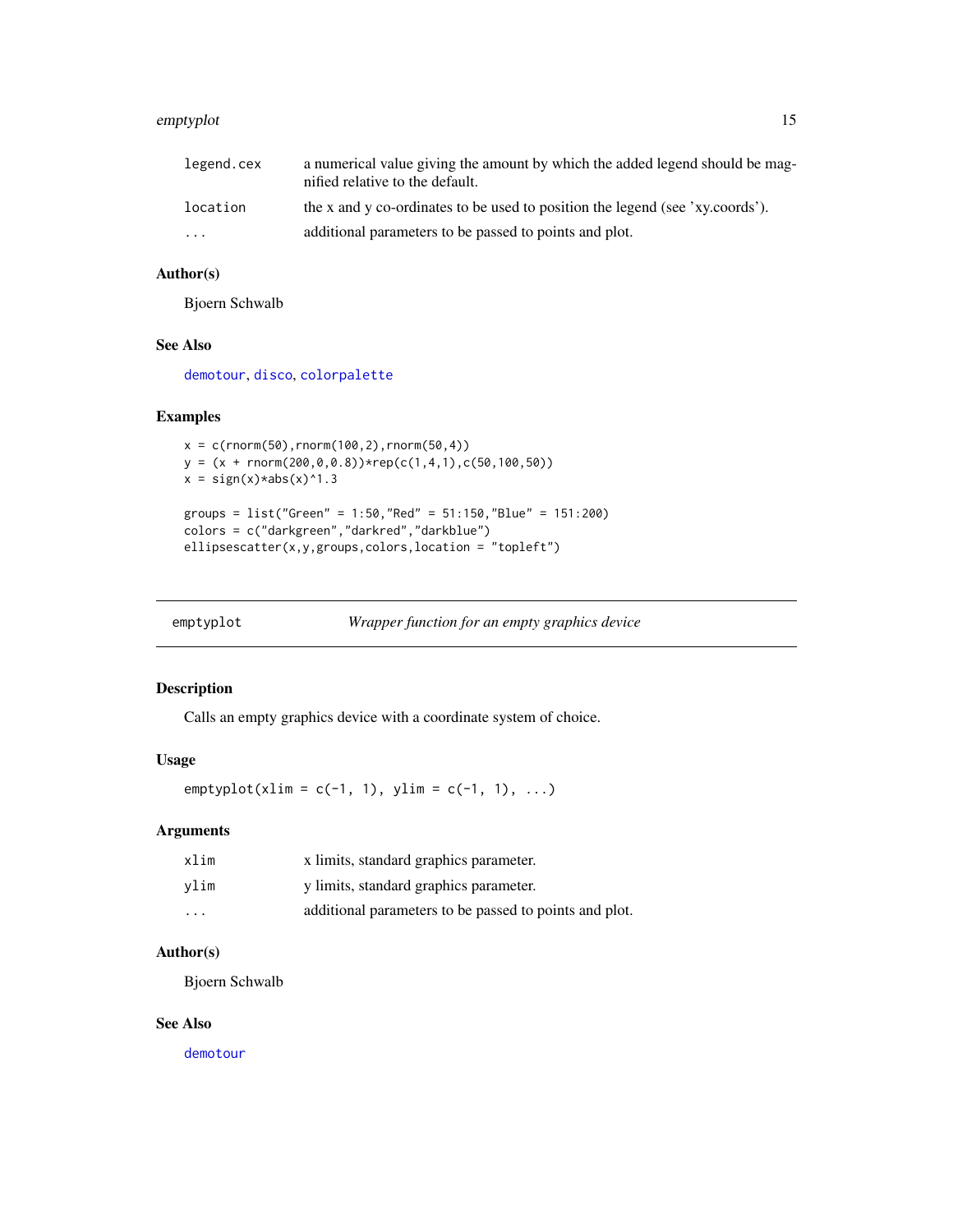| | |
|---|---|
| legend.cex | a numerical value giving the amount by which the added legend should be magnified relative to the default. |
| location | the x and y co-ordinates to be used to position the legend (see 'xy.coords'). |
| ... | additional parameters to be passed to points and plot. |

### Author(s)

Bjoern Schwalb

### See Also

demotour, disco, colorpalette

### Examples

```
x = c(rnorm(50),rnorm(100,2),rnorm(50,4))
y = (x + rnorm(200,0,0.8))*rep(c(1,4,1),c(50,100,50))
x = sign(x)*abs(x)^1.3

groups = list("Green" = 1:50,"Red" = 51:150,"Blue" = 151:200)
colors = c("darkgreen","darkred","darkblue")
ellipsescatter(x,y,groups,colors,location = "topleft")
```

---

## emptyplot — *Wrapper function for an empty graphics device*

### Description

Calls an empty graphics device with a coordinate system of choice.

### Usage

```
emptyplot(xlim = c(-1, 1), ylim = c(-1, 1), ...)
```

### Arguments

| | |
|---|---|
| xlim | x limits, standard graphics parameter. |
| ylim | y limits, standard graphics parameter. |
| ... | additional parameters to be passed to points and plot. |

### Author(s)

Bjoern Schwalb

### See Also

demotour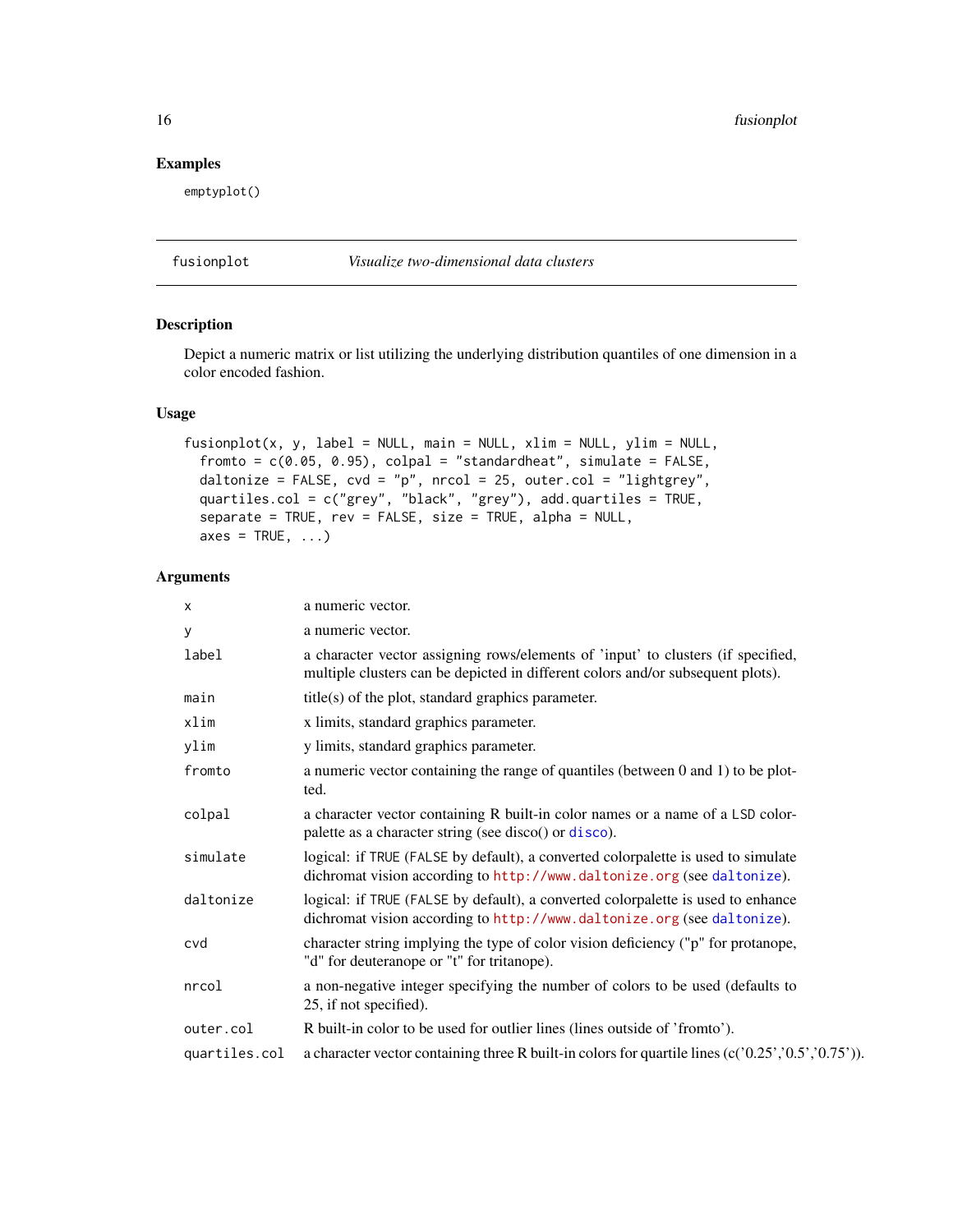## Examples

```
emptyplot()
```

---

## fusionplot — *Visualize two-dimensional data clusters*

### Description

Depict a numeric matrix or list utilizing the underlying distribution quantiles of one dimension in a color encoded fashion.

### Usage

```
fusionplot(x, y, label = NULL, main = NULL, xlim = NULL, ylim = NULL,
  fromto = c(0.05, 0.95), colpal = "standardheat", simulate = FALSE,
  daltonize = FALSE, cvd = "p", nrcol = 25, outer.col = "lightgrey",
  quartiles.col = c("grey", "black", "grey"), add.quartiles = TRUE,
  separate = TRUE, rev = FALSE, size = TRUE, alpha = NULL,
  axes = TRUE, ...)
```

### Arguments

| | |
|---|---|
| `x` | a numeric vector. |
| `y` | a numeric vector. |
| `label` | a character vector assigning rows/elements of 'input' to clusters (if specified, multiple clusters can be depicted in different colors and/or subsequent plots). |
| `main` | title(s) of the plot, standard graphics parameter. |
| `xlim` | x limits, standard graphics parameter. |
| `ylim` | y limits, standard graphics parameter. |
| `fromto` | a numeric vector containing the range of quantiles (between 0 and 1) to be plotted. |
| `colpal` | a character vector containing R built-in color names or a name of a LSD colorpalette as a character string (see disco() or disco). |
| `simulate` | logical: if TRUE (FALSE by default), a converted colorpalette is used to simulate dichromat vision according to http://www.daltonize.org (see daltonize). |
| `daltonize` | logical: if TRUE (FALSE by default), a converted colorpalette is used to enhance dichromat vision according to http://www.daltonize.org (see daltonize). |
| `cvd` | character string implying the type of color vision deficiency ("p" for protanope, "d" for deuteranope or "t" for tritanope). |
| `nrcol` | a non-negative integer specifying the number of colors to be used (defaults to 25, if not specified). |
| `outer.col` | R built-in color to be used for outlier lines (lines outside of 'fromto'). |
| `quartiles.col` | a character vector containing three R built-in colors for quartile lines (c('0.25','0.5','0.75')). |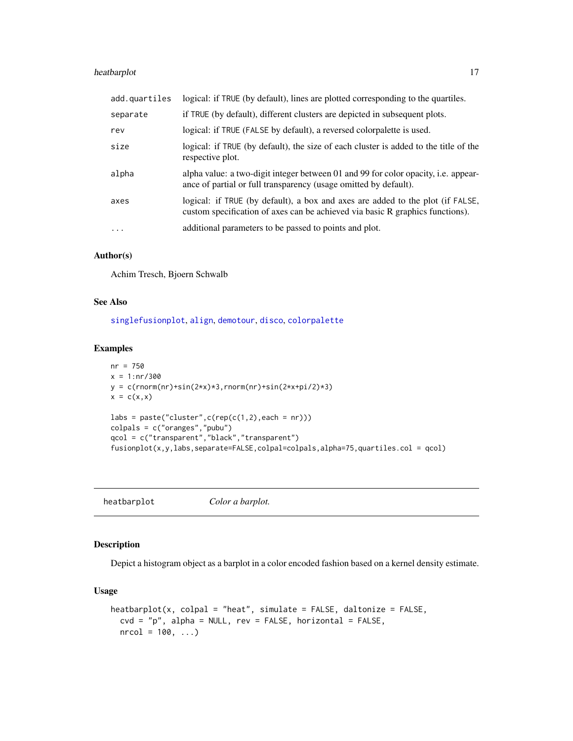| | |
|---|---|
| `add.quartiles` | logical: if TRUE (by default), lines are plotted corresponding to the quartiles. |
| `separate` | if TRUE (by default), different clusters are depicted in subsequent plots. |
| `rev` | logical: if TRUE (FALSE by default), a reversed colorpalette is used. |
| `size` | logical: if TRUE (by default), the size of each cluster is added to the title of the respective plot. |
| `alpha` | alpha value: a two-digit integer between 01 and 99 for color opacity, i.e. appearance of partial or full transparency (usage omitted by default). |
| `axes` | logical: if TRUE (by default), a box and axes are added to the plot (if FALSE, custom specification of axes can be achieved via basic R graphics functions). |
| `...` | additional parameters to be passed to points and plot. |

### Author(s)

Achim Tresch, Bjoern Schwalb

### See Also

singlefusionplot, align, demotour, disco, colorpalette

### Examples

```
nr = 750
x = 1:nr/300
y = c(rnorm(nr)+sin(2*x)*3,rnorm(nr)+sin(2*x+pi/2)*3)
x = c(x,x)

labs = paste("cluster",c(rep(c(1,2),each = nr)))
colpals = c("oranges","pubu")
qcol = c("transparent","black","transparent")
fusionplot(x,y,labs,separate=FALSE,colpal=colpals,alpha=75,quartiles.col = qcol)
```

---

## heatbarplot — *Color a barplot.*

### Description

Depict a histogram object as a barplot in a color encoded fashion based on a kernel density estimate.

### Usage

```
heatbarplot(x, colpal = "heat", simulate = FALSE, daltonize = FALSE,
  cvd = "p", alpha = NULL, rev = FALSE, horizontal = FALSE,
  nrcol = 100, ...)
```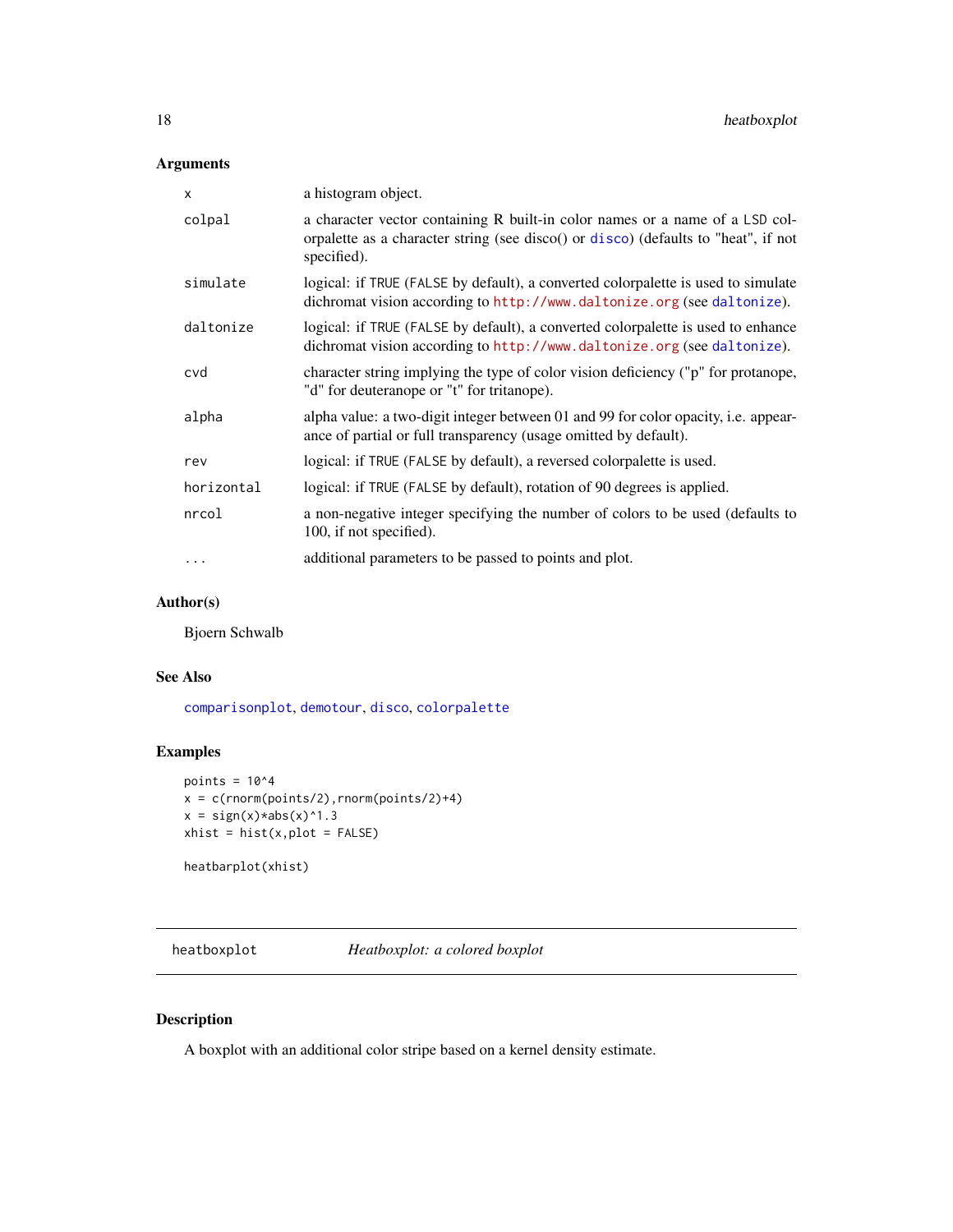## Arguments

| | |
|---|---|
| x | a histogram object. |
| colpal | a character vector containing R built-in color names or a name of a LSD colorpalette as a character string (see disco() or disco) (defaults to "heat", if not specified). |
| simulate | logical: if TRUE (FALSE by default), a converted colorpalette is used to simulate dichromat vision according to http://www.daltonize.org (see daltonize). |
| daltonize | logical: if TRUE (FALSE by default), a converted colorpalette is used to enhance dichromat vision according to http://www.daltonize.org (see daltonize). |
| cvd | character string implying the type of color vision deficiency ("p" for protanope, "d" for deuteranope or "t" for tritanope). |
| alpha | alpha value: a two-digit integer between 01 and 99 for color opacity, i.e. appearance of partial or full transparency (usage omitted by default). |
| rev | logical: if TRUE (FALSE by default), a reversed colorpalette is used. |
| horizontal | logical: if TRUE (FALSE by default), rotation of 90 degrees is applied. |
| nrcol | a non-negative integer specifying the number of colors to be used (defaults to 100, if not specified). |
| ... | additional parameters to be passed to points and plot. |

## Author(s)

Bjoern Schwalb

## See Also

comparisonplot, demotour, disco, colorpalette

## Examples

```
points = 10^4
x = c(rnorm(points/2),rnorm(points/2)+4)
x = sign(x)*abs(x)^1.3
xhist = hist(x,plot = FALSE)

heatbarplot(xhist)
```

---

# heatboxplot — *Heatboxplot: a colored boxplot*

## Description

A boxplot with an additional color stripe based on a kernel density estimate.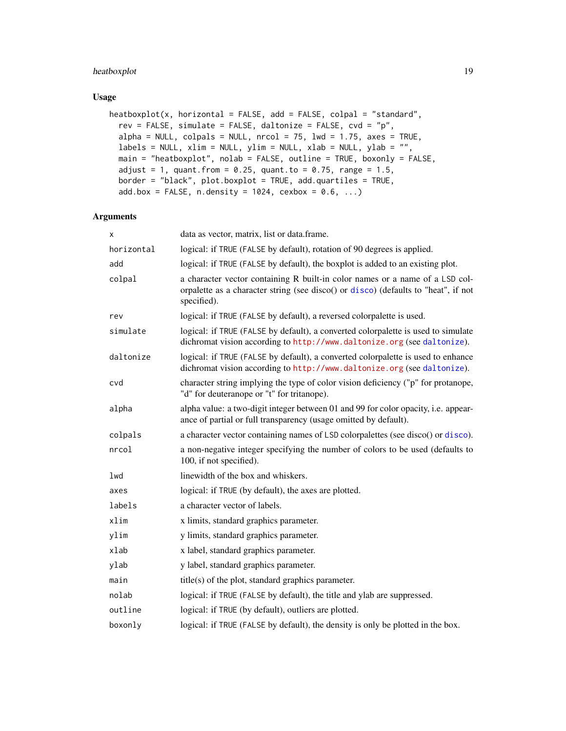## Usage

```
heatboxplot(x, horizontal = FALSE, add = FALSE, colpal = "standard",
  rev = FALSE, simulate = FALSE, daltonize = FALSE, cvd = "p",
  alpha = NULL, colpals = NULL, nrcol = 75, lwd = 1.75, axes = TRUE,
  labels = NULL, xlim = NULL, ylim = NULL, xlab = NULL, ylab = "",
  main = "heatboxplot", nolab = FALSE, outline = TRUE, boxonly = FALSE,
  adjust = 1, quant.from = 0.25, quant.to = 0.75, range = 1.5,
  border = "black", plot.boxplot = TRUE, add.quartiles = TRUE,
  add.box = FALSE, n.density = 1024, cexbox = 0.6, ...)
```

## Arguments

| | |
|---|---|
| `x` | data as vector, matrix, list or data.frame. |
| `horizontal` | logical: if `TRUE` (`FALSE` by default), rotation of 90 degrees is applied. |
| `add` | logical: if `TRUE` (`FALSE` by default), the boxplot is added to an existing plot. |
| `colpal` | a character vector containing R built-in color names or a name of a `LSD` colorpalette as a character string (see disco() or `disco`) (defaults to "heat", if not specified). |
| `rev` | logical: if `TRUE` (`FALSE` by default), a reversed colorpalette is used. |
| `simulate` | logical: if `TRUE` (`FALSE` by default), a converted colorpalette is used to simulate dichromat vision according to `http://www.daltonize.org` (see `daltonize`). |
| `daltonize` | logical: if `TRUE` (`FALSE` by default), a converted colorpalette is used to enhance dichromat vision according to `http://www.daltonize.org` (see `daltonize`). |
| `cvd` | character string implying the type of color vision deficiency ("p" for protanope, "d" for deuteranope or "t" for tritanope). |
| `alpha` | alpha value: a two-digit integer between 01 and 99 for color opacity, i.e. appearance of partial or full transparency (usage omitted by default). |
| `colpals` | a character vector containing names of `LSD` colorpalettes (see disco() or `disco`). |
| `nrcol` | a non-negative integer specifying the number of colors to be used (defaults to 100, if not specified). |
| `lwd` | linewidth of the box and whiskers. |
| `axes` | logical: if `TRUE` (by default), the axes are plotted. |
| `labels` | a character vector of labels. |
| `xlim` | x limits, standard graphics parameter. |
| `ylim` | y limits, standard graphics parameter. |
| `xlab` | x label, standard graphics parameter. |
| `ylab` | y label, standard graphics parameter. |
| `main` | title(s) of the plot, standard graphics parameter. |
| `nolab` | logical: if `TRUE` (`FALSE` by default), the title and ylab are suppressed. |
| `outline` | logical: if `TRUE` (by default), outliers are plotted. |
| `boxonly` | logical: if `TRUE` (`FALSE` by default), the density is only be plotted in the box. |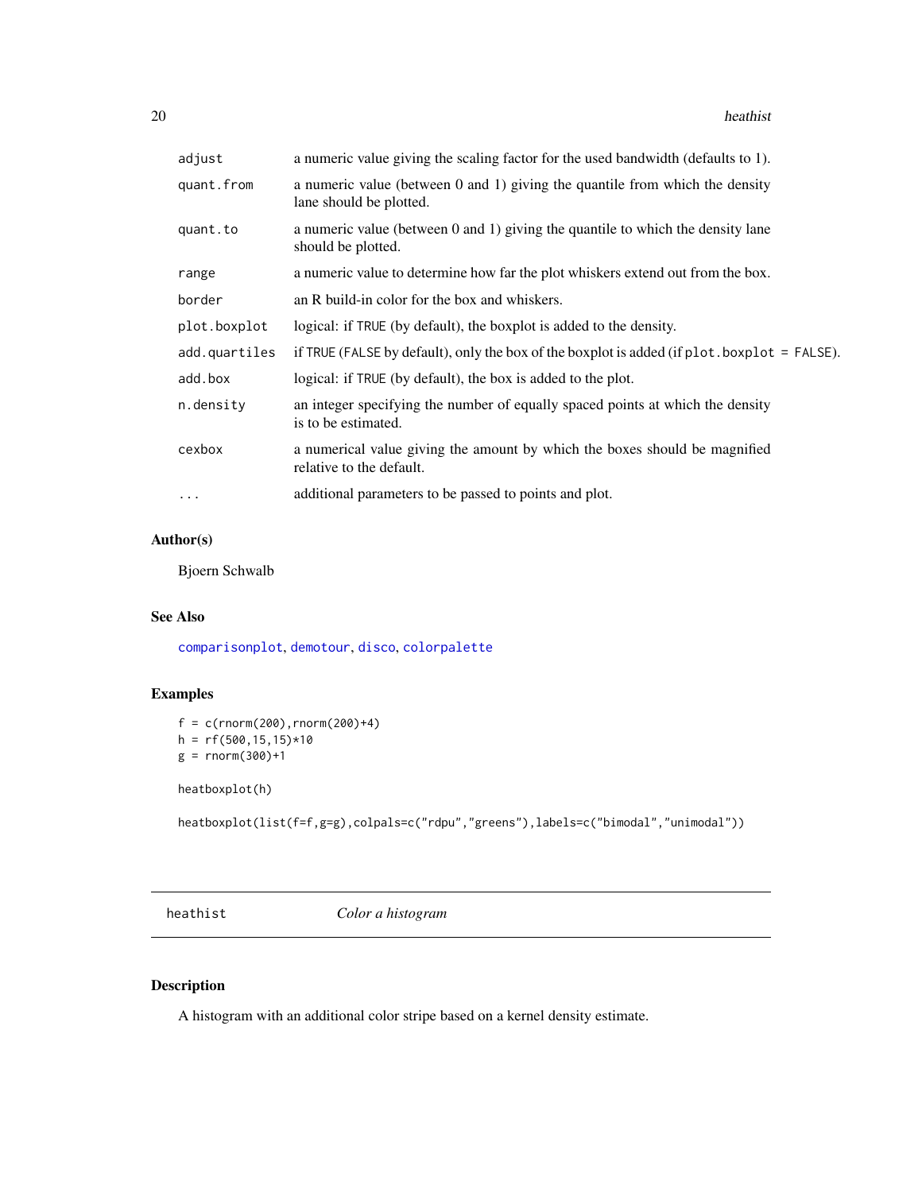| | |
|---|---|
| adjust | a numeric value giving the scaling factor for the used bandwidth (defaults to 1). |
| quant.from | a numeric value (between 0 and 1) giving the quantile from which the density lane should be plotted. |
| quant.to | a numeric value (between 0 and 1) giving the quantile to which the density lane should be plotted. |
| range | a numeric value to determine how far the plot whiskers extend out from the box. |
| border | an R build-in color for the box and whiskers. |
| plot.boxplot | logical: if TRUE (by default), the boxplot is added to the density. |
| add.quartiles | if TRUE (FALSE by default), only the box of the boxplot is added (if plot.boxplot = FALSE). |
| add.box | logical: if TRUE (by default), the box is added to the plot. |
| n.density | an integer specifying the number of equally spaced points at which the density is to be estimated. |
| cexbox | a numerical value giving the amount by which the boxes should be magnified relative to the default. |
| ... | additional parameters to be passed to points and plot. |

### Author(s)

Bjoern Schwalb

### See Also

comparisonplot, demotour, disco, colorpalette

### Examples

```
f = c(rnorm(200),rnorm(200)+4)
h = rf(500,15,15)*10
g = rnorm(300)+1

heatboxplot(h)

heatboxplot(list(f=f,g=g),colpals=c("rdpu","greens"),labels=c("bimodal","unimodal"))
```

---

## heathist *Color a histogram*

### Description

A histogram with an additional color stripe based on a kernel density estimate.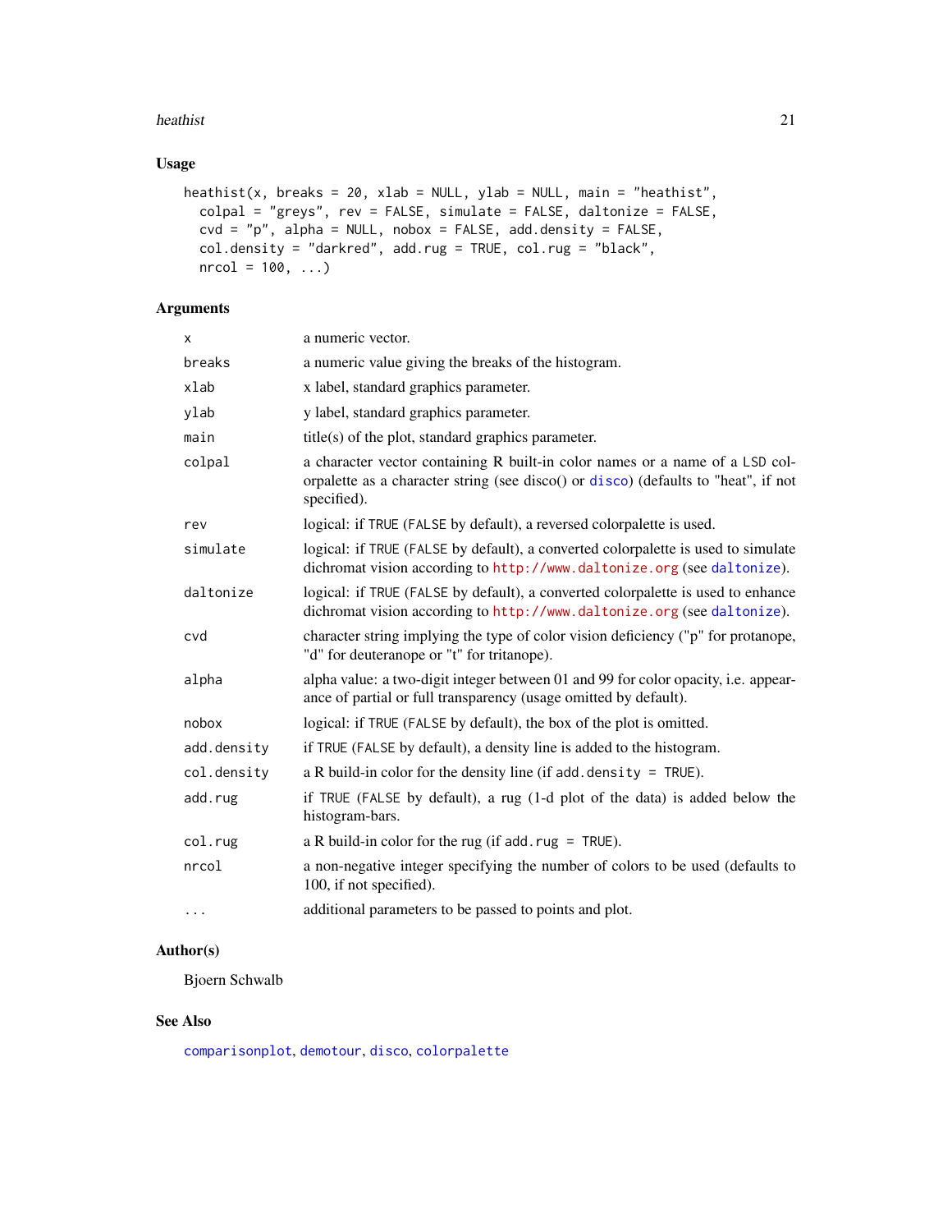## Usage

```
heathist(x, breaks = 20, xlab = NULL, ylab = NULL, main = "heathist",
  colpal = "greys", rev = FALSE, simulate = FALSE, daltonize = FALSE,
  cvd = "p", alpha = NULL, nobox = FALSE, add.density = FALSE,
  col.density = "darkred", add.rug = TRUE, col.rug = "black",
  nrcol = 100, ...)
```

## Arguments

| | |
|---|---|
| `x` | a numeric vector. |
| `breaks` | a numeric value giving the breaks of the histogram. |
| `xlab` | x label, standard graphics parameter. |
| `ylab` | y label, standard graphics parameter. |
| `main` | title(s) of the plot, standard graphics parameter. |
| `colpal` | a character vector containing R built-in color names or a name of a LSD colorpalette as a character string (see disco() or `disco`) (defaults to "heat", if not specified). |
| `rev` | logical: if `TRUE` (`FALSE` by default), a reversed colorpalette is used. |
| `simulate` | logical: if `TRUE` (`FALSE` by default), a converted colorpalette is used to simulate dichromat vision according to `http://www.daltonize.org` (see `daltonize`). |
| `daltonize` | logical: if `TRUE` (`FALSE` by default), a converted colorpalette is used to enhance dichromat vision according to `http://www.daltonize.org` (see `daltonize`). |
| `cvd` | character string implying the type of color vision deficiency ("p" for protanope, "d" for deuteranope or "t" for tritanope). |
| `alpha` | alpha value: a two-digit integer between 01 and 99 for color opacity, i.e. appearance of partial or full transparency (usage omitted by default). |
| `nobox` | logical: if `TRUE` (`FALSE` by default), the box of the plot is omitted. |
| `add.density` | if `TRUE` (`FALSE` by default), a density line is added to the histogram. |
| `col.density` | a R build-in color for the density line (if `add.density = TRUE`). |
| `add.rug` | if `TRUE` (`FALSE` by default), a rug (1-d plot of the data) is added below the histogram-bars. |
| `col.rug` | a R build-in color for the rug (if `add.rug = TRUE`). |
| `nrcol` | a non-negative integer specifying the number of colors to be used (defaults to 100, if not specified). |
| `...` | additional parameters to be passed to points and plot. |

## Author(s)

Bjoern Schwalb

## See Also

`comparisonplot`, `demotour`, `disco`, `colorpalette`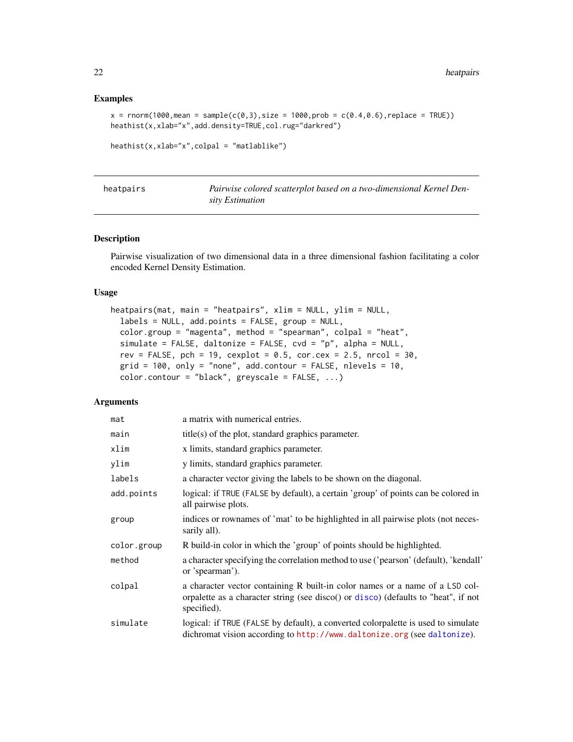## Examples

```
x = rnorm(1000,mean = sample(c(0,3),size = 1000,prob = c(0.4,0.6),replace = TRUE))
heathist(x,xlab="x",add.density=TRUE,col.rug="darkred")

heathist(x,xlab="x",colpal = "matlablike")
```

---

## heatpairs — *Pairwise colored scatterplot based on a two-dimensional Kernel Density Estimation*

---

### Description

Pairwise visualization of two dimensional data in a three dimensional fashion facilitating a color encoded Kernel Density Estimation.

### Usage

```
heatpairs(mat, main = "heatpairs", xlim = NULL, ylim = NULL,
  labels = NULL, add.points = FALSE, group = NULL,
  color.group = "magenta", method = "spearman", colpal = "heat",
  simulate = FALSE, daltonize = FALSE, cvd = "p", alpha = NULL,
  rev = FALSE, pch = 19, cexplot = 0.5, cor.cex = 2.5, nrcol = 30,
  grid = 100, only = "none", add.contour = FALSE, nlevels = 10,
  color.contour = "black", greyscale = FALSE, ...)
```

### Arguments

| Argument | Description |
|---|---|
| `mat` | a matrix with numerical entries. |
| `main` | title(s) of the plot, standard graphics parameter. |
| `xlim` | x limits, standard graphics parameter. |
| `ylim` | y limits, standard graphics parameter. |
| `labels` | a character vector giving the labels to be shown on the diagonal. |
| `add.points` | logical: if `TRUE` (`FALSE` by default), a certain 'group' of points can be colored in all pairwise plots. |
| `group` | indices or rownames of 'mat' to be highlighted in all pairwise plots (not necessarily all). |
| `color.group` | R build-in color in which the 'group' of points should be highlighted. |
| `method` | a character specifying the correlation method to use ('pearson' (default), 'kendall' or 'spearman'). |
| `colpal` | a character vector containing R built-in color names or a name of a `LSD` colorpalette as a character string (see disco() or `disco`) (defaults to "heat", if not specified). |
| `simulate` | logical: if `TRUE` (`FALSE` by default), a converted colorpalette is used to simulate dichromat vision according to `http://www.daltonize.org` (see `daltonize`). |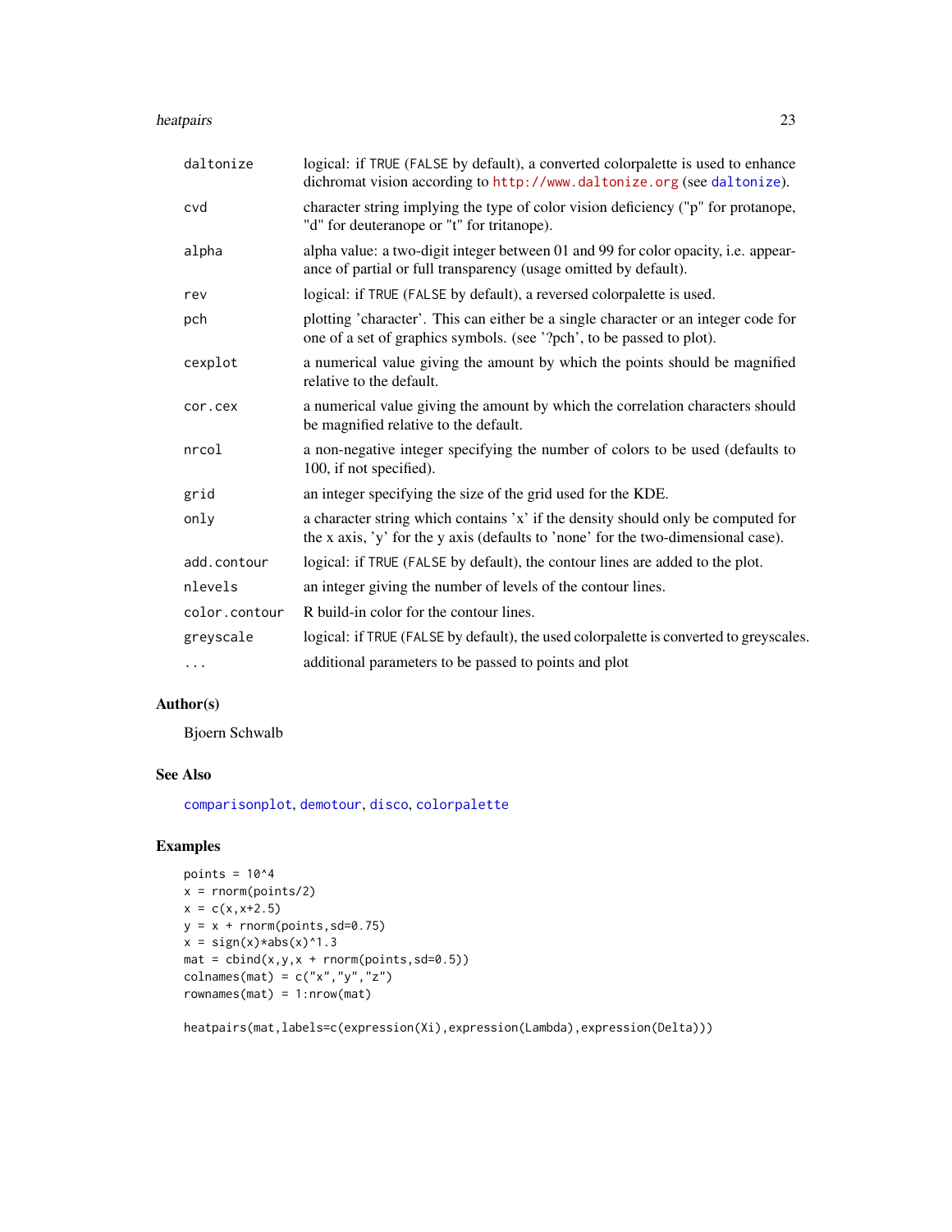| | |
|---|---|
| `daltonize` | logical: if TRUE (FALSE by default), a converted colorpalette is used to enhance dichromat vision according to http://www.daltonize.org (see daltonize). |
| `cvd` | character string implying the type of color vision deficiency ("p" for protanope, "d" for deuteranope or "t" for tritanope). |
| `alpha` | alpha value: a two-digit integer between 01 and 99 for color opacity, i.e. appearance of partial or full transparency (usage omitted by default). |
| `rev` | logical: if TRUE (FALSE by default), a reversed colorpalette is used. |
| `pch` | plotting 'character'. This can either be a single character or an integer code for one of a set of graphics symbols. (see '?pch', to be passed to plot). |
| `cexplot` | a numerical value giving the amount by which the points should be magnified relative to the default. |
| `cor.cex` | a numerical value giving the amount by which the correlation characters should be magnified relative to the default. |
| `nrcol` | a non-negative integer specifying the number of colors to be used (defaults to 100, if not specified). |
| `grid` | an integer specifying the size of the grid used for the KDE. |
| `only` | a character string which contains 'x' if the density should only be computed for the x axis, 'y' for the y axis (defaults to 'none' for the two-dimensional case). |
| `add.contour` | logical: if TRUE (FALSE by default), the contour lines are added to the plot. |
| `nlevels` | an integer giving the number of levels of the contour lines. |
| `color.contour` | R build-in color for the contour lines. |
| `greyscale` | logical: if TRUE (FALSE by default), the used colorpalette is converted to greyscales. |
| `...` | additional parameters to be passed to points and plot |

### Author(s)

Bjoern Schwalb

### See Also

comparisonplot, demotour, disco, colorpalette

### Examples

```
points = 10^4
x = rnorm(points/2)
x = c(x,x+2.5)
y = x + rnorm(points,sd=0.75)
x = sign(x)*abs(x)^1.3
mat = cbind(x,y,x + rnorm(points,sd=0.5))
colnames(mat) = c("x","y","z")
rownames(mat) = 1:nrow(mat)

heatpairs(mat,labels=c(expression(Xi),expression(Lambda),expression(Delta)))
```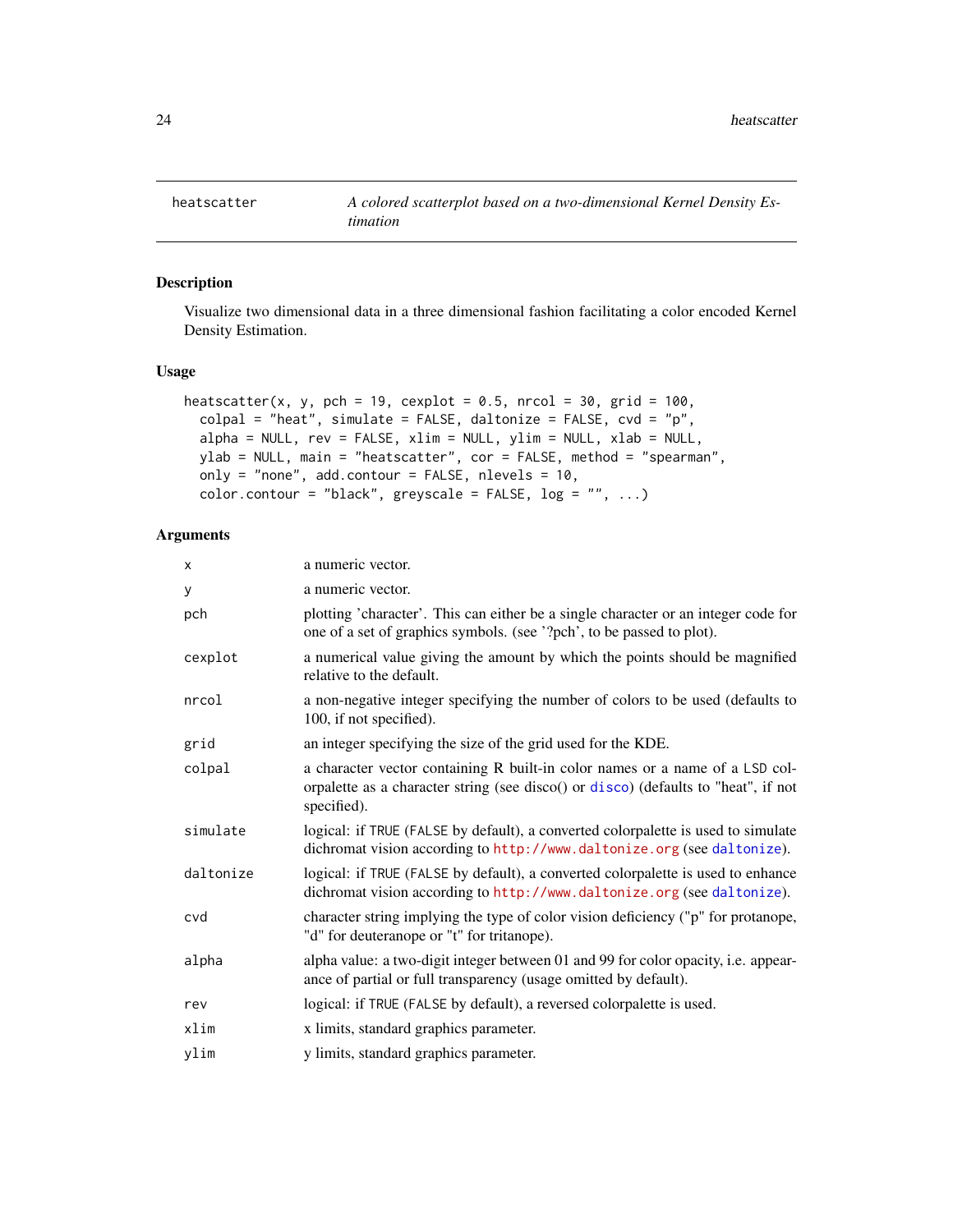# heatscatter — *A colored scatterplot based on a two-dimensional Kernel Density Estimation*

## Description

Visualize two dimensional data in a three dimensional fashion facilitating a color encoded Kernel Density Estimation.

## Usage

```
heatscatter(x, y, pch = 19, cexplot = 0.5, nrcol = 30, grid = 100,
  colpal = "heat", simulate = FALSE, daltonize = FALSE, cvd = "p",
  alpha = NULL, rev = FALSE, xlim = NULL, ylim = NULL, xlab = NULL,
  ylab = NULL, main = "heatscatter", cor = FALSE, method = "spearman",
  only = "none", add.contour = FALSE, nlevels = 10,
  color.contour = "black", greyscale = FALSE, log = "", ...)
```

## Arguments

| | |
|---|---|
| `x` | a numeric vector. |
| `y` | a numeric vector. |
| `pch` | plotting 'character'. This can either be a single character or an integer code for one of a set of graphics symbols. (see '?pch', to be passed to plot). |
| `cexplot` | a numerical value giving the amount by which the points should be magnified relative to the default. |
| `nrcol` | a non-negative integer specifying the number of colors to be used (defaults to 100, if not specified). |
| `grid` | an integer specifying the size of the grid used for the KDE. |
| `colpal` | a character vector containing R built-in color names or a name of a `LSD` colorpalette as a character string (see disco() or `disco`) (defaults to "heat", if not specified). |
| `simulate` | logical: if `TRUE` (`FALSE` by default), a converted colorpalette is used to simulate dichromat vision according to `http://www.daltonize.org` (see `daltonize`). |
| `daltonize` | logical: if `TRUE` (`FALSE` by default), a converted colorpalette is used to enhance dichromat vision according to `http://www.daltonize.org` (see `daltonize`). |
| `cvd` | character string implying the type of color vision deficiency ("p" for protanope, "d" for deuteranope or "t" for tritanope). |
| `alpha` | alpha value: a two-digit integer between 01 and 99 for color opacity, i.e. appearance of partial or full transparency (usage omitted by default). |
| `rev` | logical: if `TRUE` (`FALSE` by default), a reversed colorpalette is used. |
| `xlim` | x limits, standard graphics parameter. |
| `ylim` | y limits, standard graphics parameter. |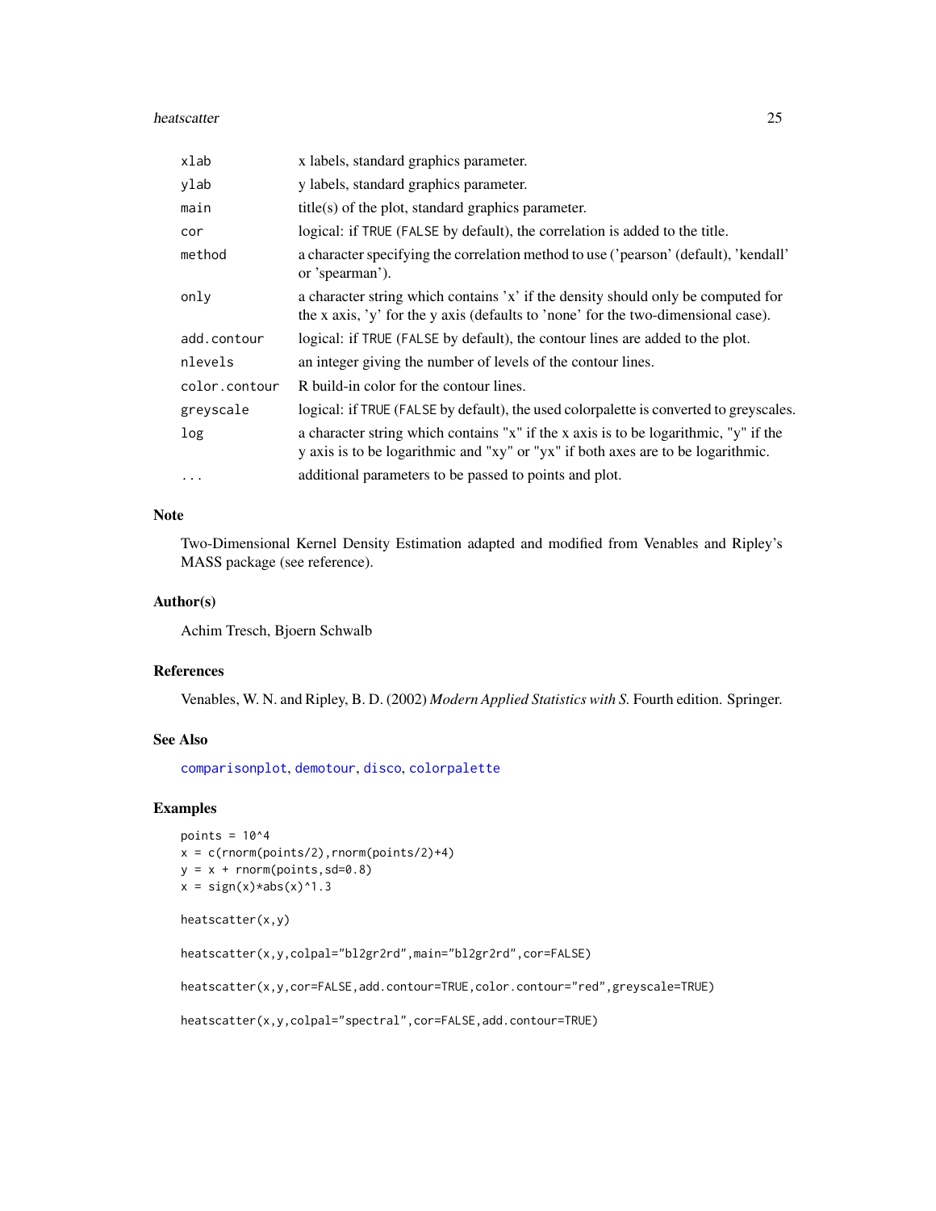| | |
|---|---|
| `xlab` | x labels, standard graphics parameter. |
| `ylab` | y labels, standard graphics parameter. |
| `main` | title(s) of the plot, standard graphics parameter. |
| `cor` | logical: if `TRUE` (`FALSE` by default), the correlation is added to the title. |
| `method` | a character specifying the correlation method to use ('pearson' (default), 'kendall' or 'spearman'). |
| `only` | a character string which contains 'x' if the density should only be computed for the x axis, 'y' for the y axis (defaults to 'none' for the two-dimensional case). |
| `add.contour` | logical: if `TRUE` (`FALSE` by default), the contour lines are added to the plot. |
| `nlevels` | an integer giving the number of levels of the contour lines. |
| `color.contour` | R build-in color for the contour lines. |
| `greyscale` | logical: if `TRUE` (`FALSE` by default), the used colorpalette is converted to greyscales. |
| `log` | a character string which contains "x" if the x axis is to be logarithmic, "y" if the y axis is to be logarithmic and "xy" or "yx" if both axes are to be logarithmic. |
| `...` | additional parameters to be passed to points and plot. |

## Note

Two-Dimensional Kernel Density Estimation adapted and modified from Venables and Ripley's MASS package (see reference).

## Author(s)

Achim Tresch, Bjoern Schwalb

## References

Venables, W. N. and Ripley, B. D. (2002) *Modern Applied Statistics with S.* Fourth edition. Springer.

## See Also

`comparisonplot`, `demotour`, `disco`, `colorpalette`

## Examples

```
points = 10^4
x = c(rnorm(points/2),rnorm(points/2)+4)
y = x + rnorm(points,sd=0.8)
x = sign(x)*abs(x)^1.3

heatscatter(x,y)

heatscatter(x,y,colpal="bl2gr2rd",main="bl2gr2rd",cor=FALSE)

heatscatter(x,y,cor=FALSE,add.contour=TRUE,color.contour="red",greyscale=TRUE)

heatscatter(x,y,colpal="spectral",cor=FALSE,add.contour=TRUE)
```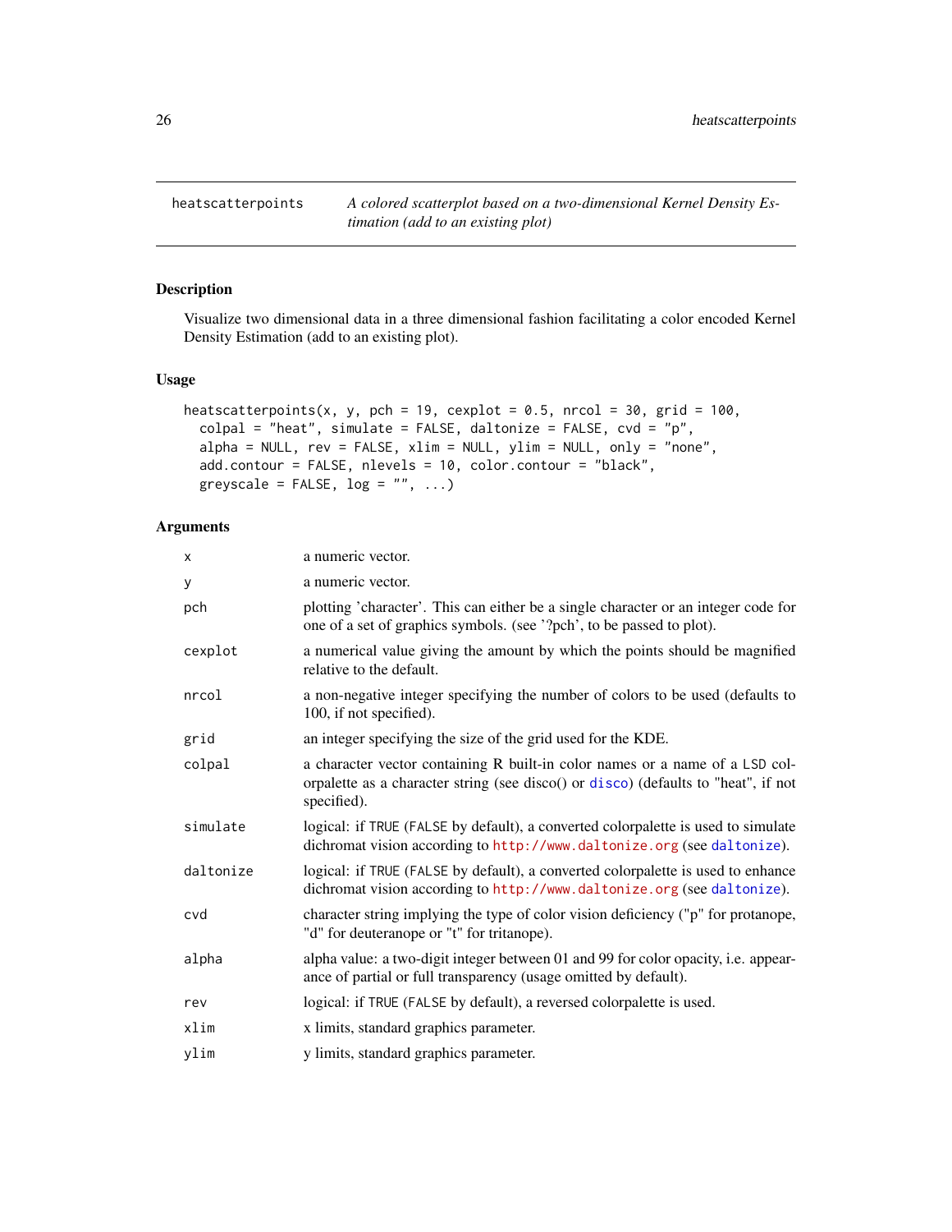heatscatterpoints *A colored scatterplot based on a two-dimensional Kernel Density Estimation (add to an existing plot)*

## Description

Visualize two dimensional data in a three dimensional fashion facilitating a color encoded Kernel Density Estimation (add to an existing plot).

## Usage

```
heatscatterpoints(x, y, pch = 19, cexplot = 0.5, nrcol = 30, grid = 100,
  colpal = "heat", simulate = FALSE, daltonize = FALSE, cvd = "p",
  alpha = NULL, rev = FALSE, xlim = NULL, ylim = NULL, only = "none",
  add.contour = FALSE, nlevels = 10, color.contour = "black",
  greyscale = FALSE, log = "", ...)
```

## Arguments

| | |
|---|---|
| x | a numeric vector. |
| y | a numeric vector. |
| pch | plotting 'character'. This can either be a single character or an integer code for one of a set of graphics symbols. (see '?pch', to be passed to plot). |
| cexplot | a numerical value giving the amount by which the points should be magnified relative to the default. |
| nrcol | a non-negative integer specifying the number of colors to be used (defaults to 100, if not specified). |
| grid | an integer specifying the size of the grid used for the KDE. |
| colpal | a character vector containing R built-in color names or a name of a LSD colorpalette as a character string (see disco() or disco) (defaults to "heat", if not specified). |
| simulate | logical: if TRUE (FALSE by default), a converted colorpalette is used to simulate dichromat vision according to http://www.daltonize.org (see daltonize). |
| daltonize | logical: if TRUE (FALSE by default), a converted colorpalette is used to enhance dichromat vision according to http://www.daltonize.org (see daltonize). |
| cvd | character string implying the type of color vision deficiency ("p" for protanope, "d" for deuteranope or "t" for tritanope). |
| alpha | alpha value: a two-digit integer between 01 and 99 for color opacity, i.e. appearance of partial or full transparency (usage omitted by default). |
| rev | logical: if TRUE (FALSE by default), a reversed colorpalette is used. |
| xlim | x limits, standard graphics parameter. |
| ylim | y limits, standard graphics parameter. |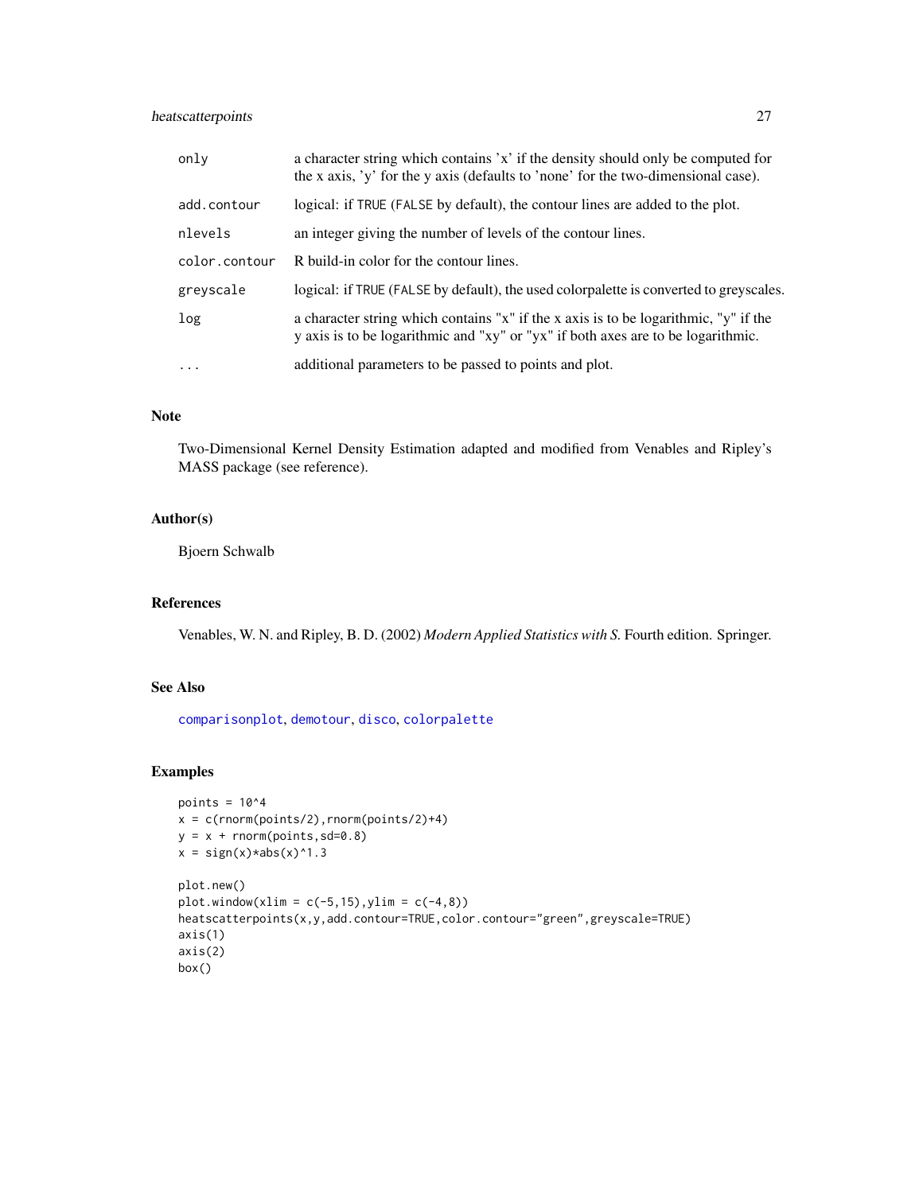| | |
|---|---|
| `only` | a character string which contains 'x' if the density should only be computed for the x axis, 'y' for the y axis (defaults to 'none' for the two-dimensional case). |
| `add.contour` | logical: if `TRUE` (`FALSE` by default), the contour lines are added to the plot. |
| `nlevels` | an integer giving the number of levels of the contour lines. |
| `color.contour` | R build-in color for the contour lines. |
| `greyscale` | logical: if `TRUE` (`FALSE` by default), the used colorpalette is converted to greyscales. |
| `log` | a character string which contains "x" if the x axis is to be logarithmic, "y" if the y axis is to be logarithmic and "xy" or "yx" if both axes are to be logarithmic. |
| `...` | additional parameters to be passed to points and plot. |

## Note

Two-Dimensional Kernel Density Estimation adapted and modified from Venables and Ripley's MASS package (see reference).

## Author(s)

Bjoern Schwalb

## References

Venables, W. N. and Ripley, B. D. (2002) *Modern Applied Statistics with S.* Fourth edition. Springer.

## See Also

`comparisonplot`, `demotour`, `disco`, `colorpalette`

## Examples

```
points = 10^4
x = c(rnorm(points/2),rnorm(points/2)+4)
y = x + rnorm(points,sd=0.8)
x = sign(x)*abs(x)^1.3

plot.new()
plot.window(xlim = c(-5,15),ylim = c(-4,8))
heatscatterpoints(x,y,add.contour=TRUE,color.contour="green",greyscale=TRUE)
axis(1)
axis(2)
box()
```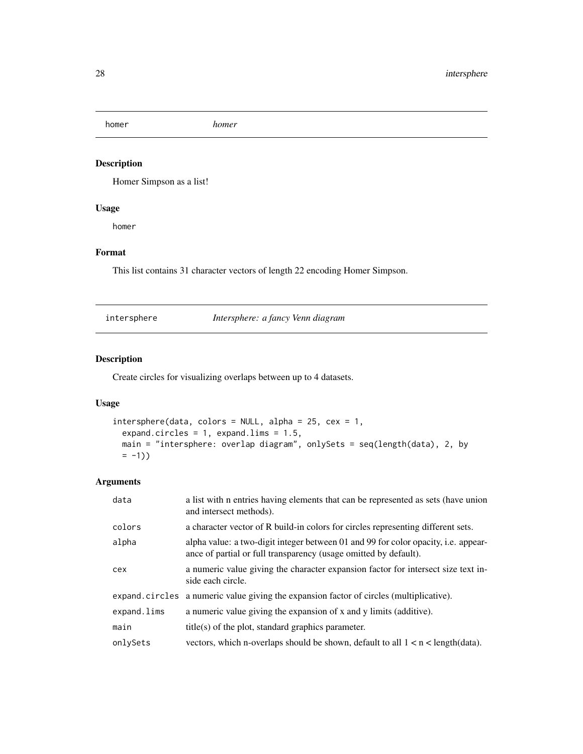## homer *homer*

### Description

Homer Simpson as a list!

### Usage

```
homer
```

### Format

This list contains 31 character vectors of length 22 encoding Homer Simpson.

## intersphere *Intersphere: a fancy Venn diagram*

### Description

Create circles for visualizing overlaps between up to 4 datasets.

### Usage

```
intersphere(data, colors = NULL, alpha = 25, cex = 1,
  expand.circles = 1, expand.lims = 1.5,
  main = "intersphere: overlap diagram", onlySets = seq(length(data), 2, by
  = -1))
```

### Arguments

| | |
|---|---|
| data | a list with n entries having elements that can be represented as sets (have union and intersect methods). |
| colors | a character vector of R build-in colors for circles representing different sets. |
| alpha | alpha value: a two-digit integer between 01 and 99 for color opacity, i.e. appearance of partial or full transparency (usage omitted by default). |
| cex | a numeric value giving the character expansion factor for intersect size text inside each circle. |
| expand.circles | a numeric value giving the expansion factor of circles (multiplicative). |
| expand.lims | a numeric value giving the expansion of x and y limits (additive). |
| main | title(s) of the plot, standard graphics parameter. |
| onlySets | vectors, which n-overlaps should be shown, default to all 1 < n < length(data). |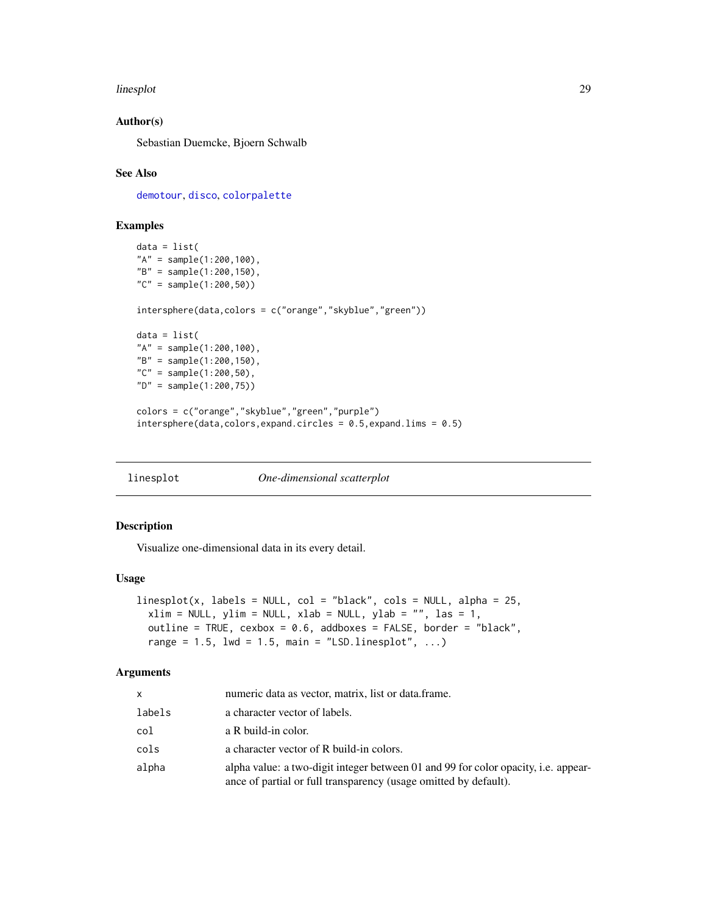### Author(s)

Sebastian Duemcke, Bjoern Schwalb

### See Also

demotour, disco, colorpalette

### Examples

```
data = list(
"A" = sample(1:200,100),
"B" = sample(1:200,150),
"C" = sample(1:200,50))

intersphere(data,colors = c("orange","skyblue","green"))

data = list(
"A" = sample(1:200,100),
"B" = sample(1:200,150),
"C" = sample(1:200,50),
"D" = sample(1:200,75))

colors = c("orange","skyblue","green","purple")
intersphere(data,colors,expand.circles = 0.5,expand.lims = 0.5)
```

---

## linesplot — *One-dimensional scatterplot*

### Description

Visualize one-dimensional data in its every detail.

### Usage

```
linesplot(x, labels = NULL, col = "black", cols = NULL, alpha = 25,
  xlim = NULL, ylim = NULL, xlab = NULL, ylab = "", las = 1,
  outline = TRUE, cexbox = 0.6, addboxes = FALSE, border = "black",
  range = 1.5, lwd = 1.5, main = "LSD.linesplot", ...)
```

### Arguments

| | |
|---|---|
| `x` | numeric data as vector, matrix, list or data.frame. |
| `labels` | a character vector of labels. |
| `col` | a R build-in color. |
| `cols` | a character vector of R build-in colors. |
| `alpha` | alpha value: a two-digit integer between 01 and 99 for color opacity, i.e. appearance of partial or full transparency (usage omitted by default). |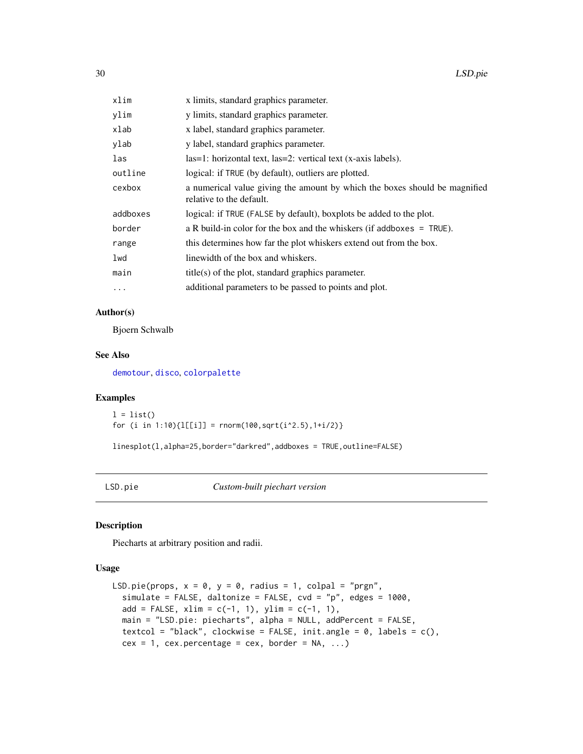| | |
|---|---|
| xlim | x limits, standard graphics parameter. |
| ylim | y limits, standard graphics parameter. |
| xlab | x label, standard graphics parameter. |
| ylab | y label, standard graphics parameter. |
| las | las=1: horizontal text, las=2: vertical text (x-axis labels). |
| outline | logical: if TRUE (by default), outliers are plotted. |
| cexbox | a numerical value giving the amount by which the boxes should be magnified relative to the default. |
| addboxes | logical: if TRUE (FALSE by default), boxplots be added to the plot. |
| border | a R build-in color for the box and the whiskers (if addboxes = TRUE). |
| range | this determines how far the plot whiskers extend out from the box. |
| lwd | linewidth of the box and whiskers. |
| main | title(s) of the plot, standard graphics parameter. |
| ... | additional parameters to be passed to points and plot. |

### Author(s)

Bjoern Schwalb

### See Also

demotour, disco, colorpalette

### Examples

```
l = list()
for (i in 1:10){l[[i]] = rnorm(100,sqrt(i^2.5),1+i/2)}

linesplot(l,alpha=25,border="darkred",addboxes = TRUE,outline=FALSE)
```

---

## LSD.pie — *Custom-built piechart version*

### Description

Piecharts at arbitrary position and radii.

### Usage

```
LSD.pie(props, x = 0, y = 0, radius = 1, colpal = "prgn",
  simulate = FALSE, daltonize = FALSE, cvd = "p", edges = 1000,
  add = FALSE, xlim = c(-1, 1), ylim = c(-1, 1),
  main = "LSD.pie: piecharts", alpha = NULL, addPercent = FALSE,
  textcol = "black", clockwise = FALSE, init.angle = 0, labels = c(),
  cex = 1, cex.percentage = cex, border = NA, ...)
```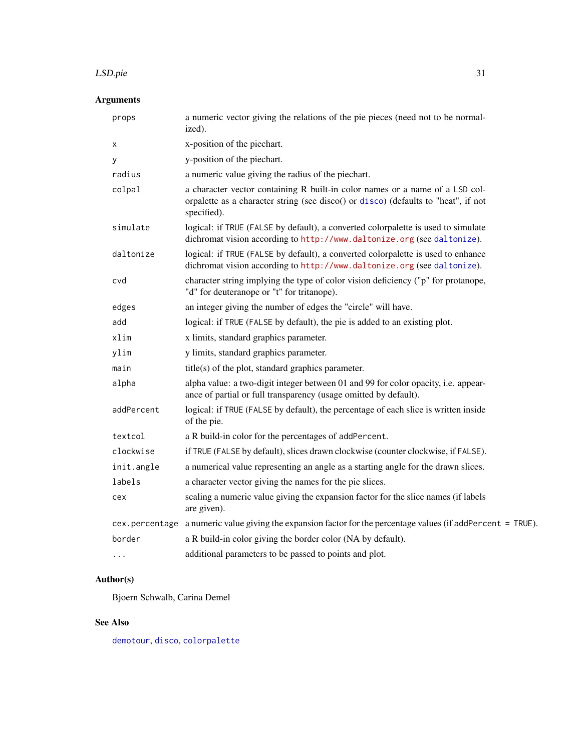## Arguments

| | |
|---|---|
| `props` | a numeric vector giving the relations of the pie pieces (need not to be normalized). |
| `x` | x-position of the piechart. |
| `y` | y-position of the piechart. |
| `radius` | a numeric value giving the radius of the piechart. |
| `colpal` | a character vector containing R built-in color names or a name of a `LSD` colorpalette as a character string (see disco() or `disco`) (defaults to "heat", if not specified). |
| `simulate` | logical: if `TRUE` (`FALSE` by default), a converted colorpalette is used to simulate dichromat vision according to `http://www.daltonize.org` (see `daltonize`). |
| `daltonize` | logical: if `TRUE` (`FALSE` by default), a converted colorpalette is used to enhance dichromat vision according to `http://www.daltonize.org` (see `daltonize`). |
| `cvd` | character string implying the type of color vision deficiency ("p" for protanope, "d" for deuteranope or "t" for tritanope). |
| `edges` | an integer giving the number of edges the "circle" will have. |
| `add` | logical: if `TRUE` (`FALSE` by default), the pie is added to an existing plot. |
| `xlim` | x limits, standard graphics parameter. |
| `ylim` | y limits, standard graphics parameter. |
| `main` | title(s) of the plot, standard graphics parameter. |
| `alpha` | alpha value: a two-digit integer between 01 and 99 for color opacity, i.e. appearance of partial or full transparency (usage omitted by default). |
| `addPercent` | logical: if `TRUE` (`FALSE` by default), the percentage of each slice is written inside of the pie. |
| `textcol` | a R build-in color for the percentages of `addPercent`. |
| `clockwise` | if `TRUE` (`FALSE` by default), slices drawn clockwise (counter clockwise, if `FALSE`). |
| `init.angle` | a numerical value representing an angle as a starting angle for the drawn slices. |
| `labels` | a character vector giving the names for the pie slices. |
| `cex` | scaling a numeric value giving the expansion factor for the slice names (if labels are given). |
| `cex.percentage` | a numeric value giving the expansion factor for the percentage values (if `addPercent = TRUE`). |
| `border` | a R build-in color giving the border color (NA by default). |
| `...` | additional parameters to be passed to points and plot. |

## Author(s)

Bjoern Schwalb, Carina Demel

## See Also

`demotour`, `disco`, `colorpalette`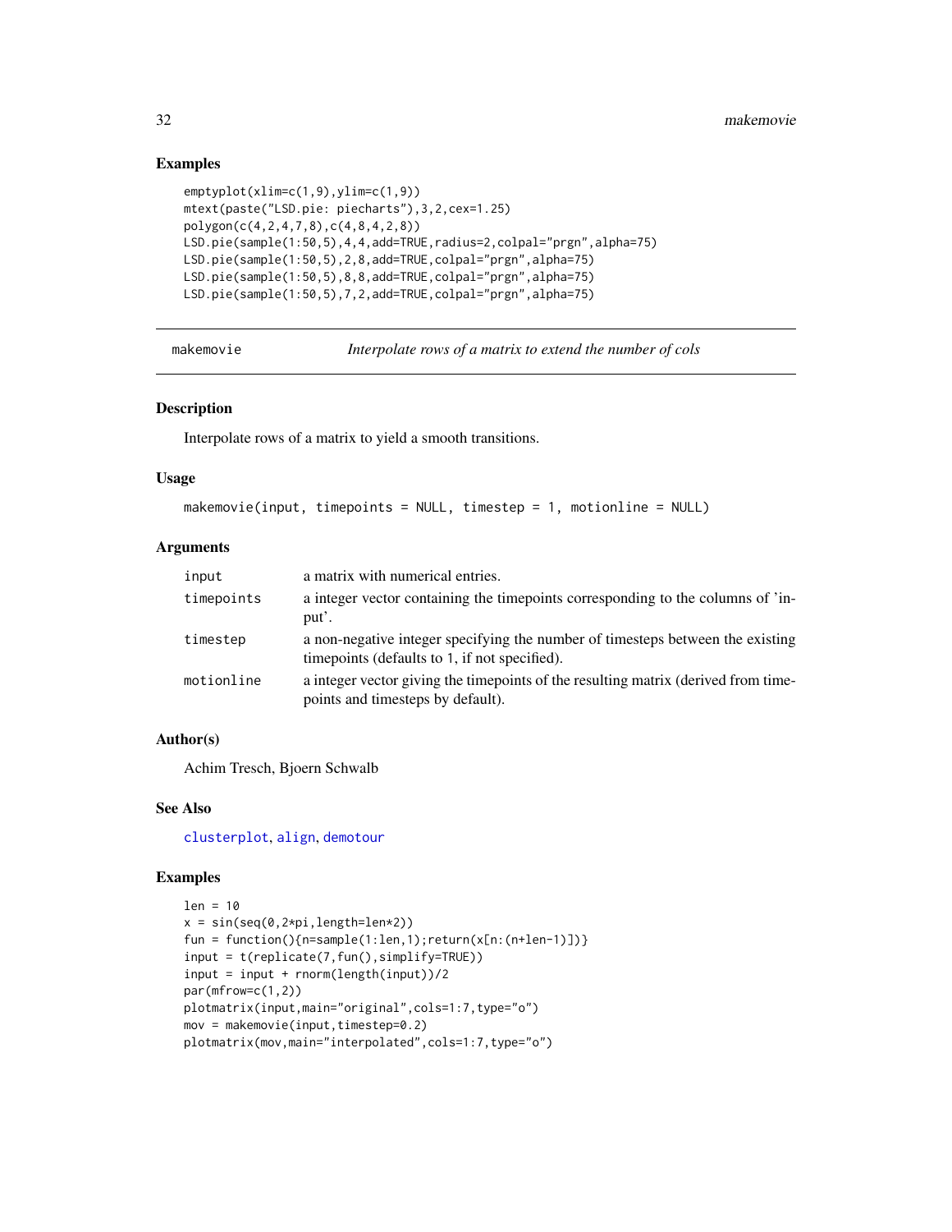## Examples

```
emptyplot(xlim=c(1,9),ylim=c(1,9))
mtext(paste("LSD.pie: piecharts"),3,2,cex=1.25)
polygon(c(4,2,4,7,8),c(4,8,4,2,8))
LSD.pie(sample(1:50,5),4,4,add=TRUE,radius=2,colpal="prgn",alpha=75)
LSD.pie(sample(1:50,5),2,8,add=TRUE,colpal="prgn",alpha=75)
LSD.pie(sample(1:50,5),8,8,add=TRUE,colpal="prgn",alpha=75)
LSD.pie(sample(1:50,5),7,2,add=TRUE,colpal="prgn",alpha=75)
```

---

# makemovie — *Interpolate rows of a matrix to extend the number of cols*

## Description

Interpolate rows of a matrix to yield a smooth transitions.

## Usage

```
makemovie(input, timepoints = NULL, timestep = 1, motionline = NULL)
```

## Arguments

| | |
|---|---|
| input | a matrix with numerical entries. |
| timepoints | a integer vector containing the timepoints corresponding to the columns of 'input'. |
| timestep | a non-negative integer specifying the number of timesteps between the existing timepoints (defaults to 1, if not specified). |
| motionline | a integer vector giving the timepoints of the resulting matrix (derived from timepoints and timesteps by default). |

## Author(s)

Achim Tresch, Bjoern Schwalb

## See Also

clusterplot, align, demotour

## Examples

```
len = 10
x = sin(seq(0,2*pi,length=len*2))
fun = function(){n=sample(1:len,1);return(x[n:(n+len-1)])}
input = t(replicate(7,fun(),simplify=TRUE))
input = input + rnorm(length(input))/2
par(mfrow=c(1,2))
plotmatrix(input,main="original",cols=1:7,type="o")
mov = makemovie(input,timestep=0.2)
plotmatrix(mov,main="interpolated",cols=1:7,type="o")
```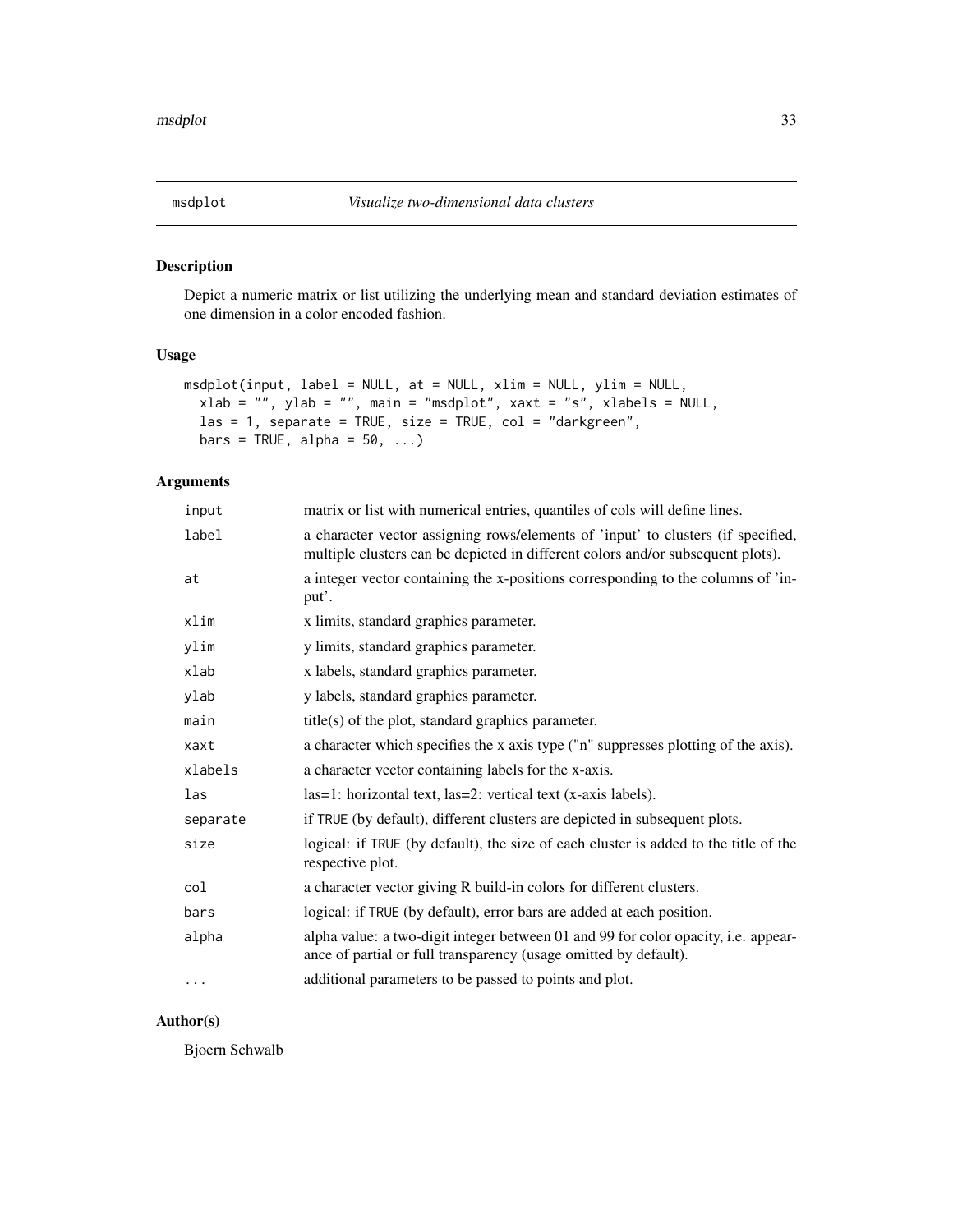## msdplot *Visualize two-dimensional data clusters*

### Description

Depict a numeric matrix or list utilizing the underlying mean and standard deviation estimates of one dimension in a color encoded fashion.

### Usage

```
msdplot(input, label = NULL, at = NULL, xlim = NULL, ylim = NULL,
  xlab = "", ylab = "", main = "msdplot", xaxt = "s", xlabels = NULL,
  las = 1, separate = TRUE, size = TRUE, col = "darkgreen",
  bars = TRUE, alpha = 50, ...)
```

### Arguments

| | |
|---|---|
| `input` | matrix or list with numerical entries, quantiles of cols will define lines. |
| `label` | a character vector assigning rows/elements of 'input' to clusters (if specified, multiple clusters can be depicted in different colors and/or subsequent plots). |
| `at` | a integer vector containing the x-positions corresponding to the columns of 'input'. |
| `xlim` | x limits, standard graphics parameter. |
| `ylim` | y limits, standard graphics parameter. |
| `xlab` | x labels, standard graphics parameter. |
| `ylab` | y labels, standard graphics parameter. |
| `main` | title(s) of the plot, standard graphics parameter. |
| `xaxt` | a character which specifies the x axis type ("n" suppresses plotting of the axis). |
| `xlabels` | a character vector containing labels for the x-axis. |
| `las` | las=1: horizontal text, las=2: vertical text (x-axis labels). |
| `separate` | if `TRUE` (by default), different clusters are depicted in subsequent plots. |
| `size` | logical: if `TRUE` (by default), the size of each cluster is added to the title of the respective plot. |
| `col` | a character vector giving R build-in colors for different clusters. |
| `bars` | logical: if `TRUE` (by default), error bars are added at each position. |
| `alpha` | alpha value: a two-digit integer between 01 and 99 for color opacity, i.e. appearance of partial or full transparency (usage omitted by default). |
| `...` | additional parameters to be passed to points and plot. |

### Author(s)

Bjoern Schwalb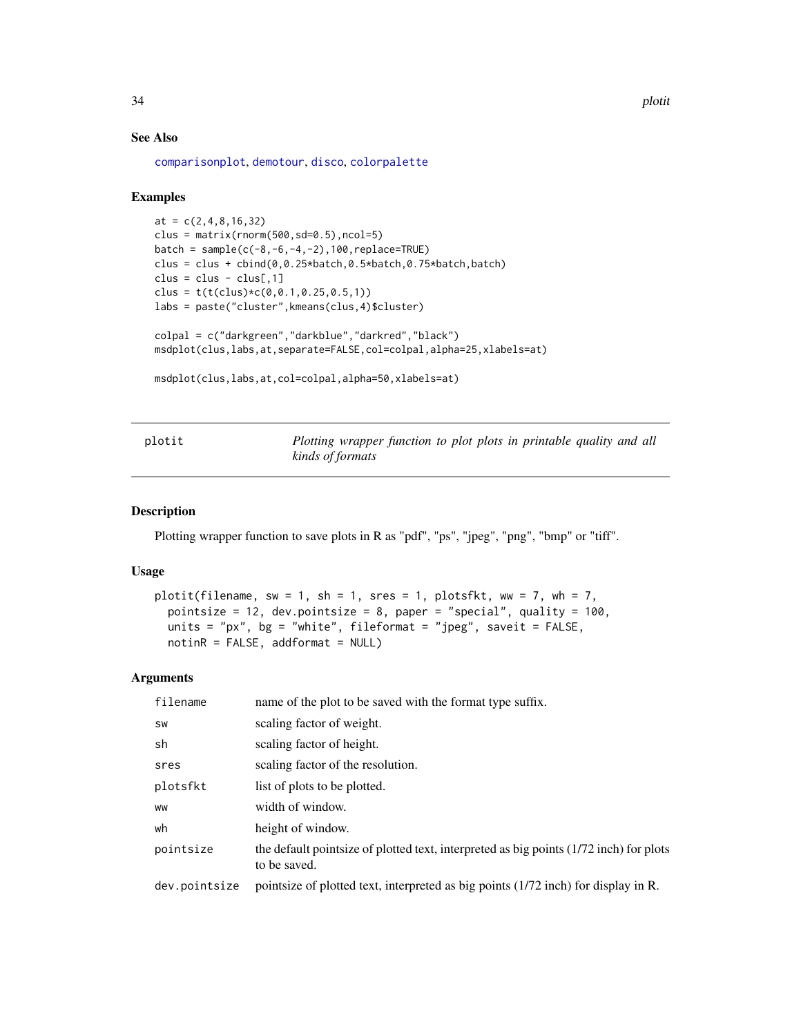### See Also

comparisonplot, demotour, disco, colorpalette

### Examples

```
at = c(2,4,8,16,32)
clus = matrix(rnorm(500,sd=0.5),ncol=5)
batch = sample(c(-8,-6,-4,-2),100,replace=TRUE)
clus = clus + cbind(0,0.25*batch,0.5*batch,0.75*batch,batch)
clus = clus - clus[,1]
clus = t(t(clus)*c(0,0.1,0.25,0.5,1))
labs = paste("cluster",kmeans(clus,4)$cluster)

colpal = c("darkgreen","darkblue","darkred","black")
msdplot(clus,labs,at,separate=FALSE,col=colpal,alpha=25,xlabels=at)

msdplot(clus,labs,at,col=colpal,alpha=50,xlabels=at)
```

---

## plotit — *Plotting wrapper function to plot plots in printable quality and all kinds of formats*

### Description

Plotting wrapper function to save plots in R as "pdf", "ps", "jpeg", "png", "bmp" or "tiff".

### Usage

```
plotit(filename, sw = 1, sh = 1, sres = 1, plotsfkt, ww = 7, wh = 7,
  pointsize = 12, dev.pointsize = 8, paper = "special", quality = 100,
  units = "px", bg = "white", fileformat = "jpeg", saveit = FALSE,
  notinR = FALSE, addformat = NULL)
```

### Arguments

| | |
|---|---|
| filename | name of the plot to be saved with the format type suffix. |
| sw | scaling factor of weight. |
| sh | scaling factor of height. |
| sres | scaling factor of the resolution. |
| plotsfkt | list of plots to be plotted. |
| ww | width of window. |
| wh | height of window. |
| pointsize | the default pointsize of plotted text, interpreted as big points (1/72 inch) for plots to be saved. |
| dev.pointsize | pointsize of plotted text, interpreted as big points (1/72 inch) for display in R. |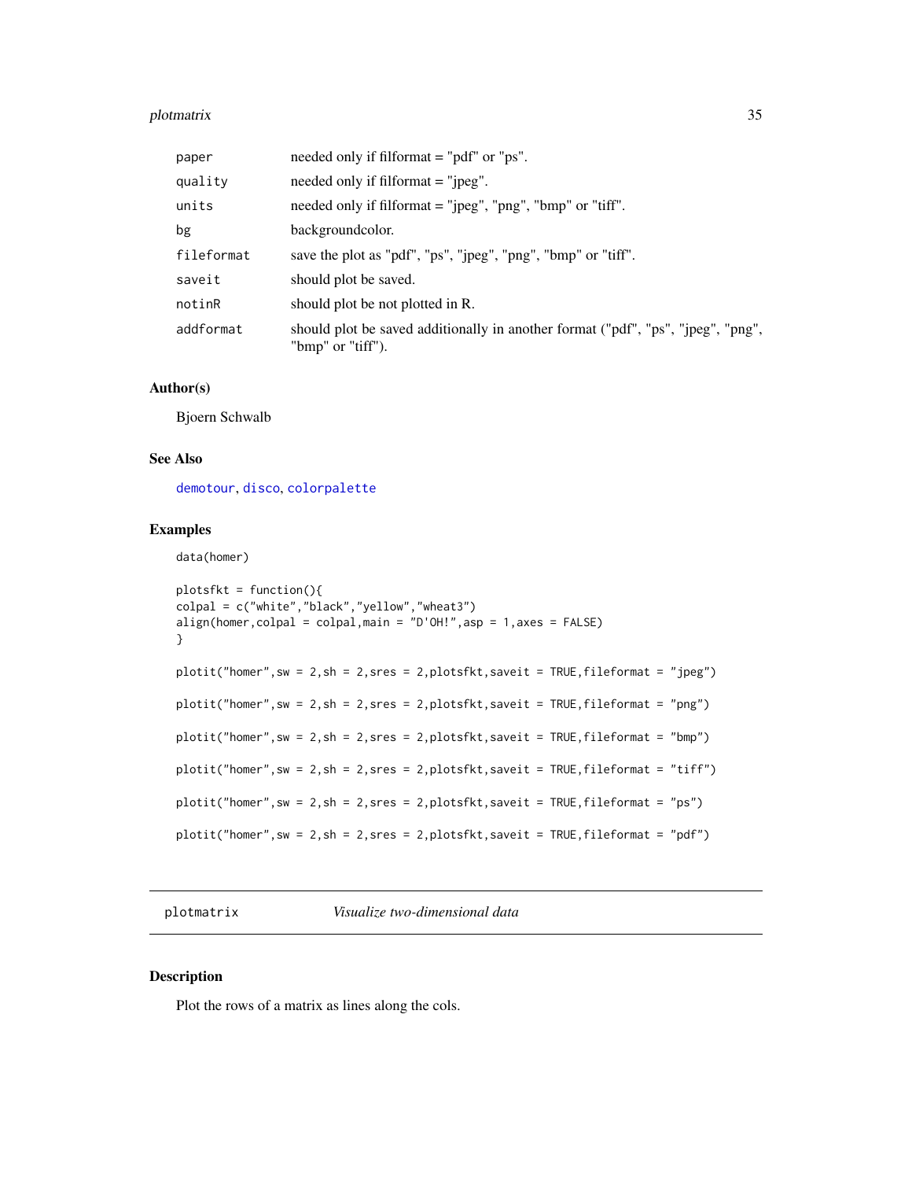| | |
|---|---|
| paper | needed only if filformat = "pdf" or "ps". |
| quality | needed only if filformat = "jpeg". |
| units | needed only if filformat = "jpeg", "png", "bmp" or "tiff". |
| bg | backgroundcolor. |
| fileformat | save the plot as "pdf", "ps", "jpeg", "png", "bmp" or "tiff". |
| saveit | should plot be saved. |
| notinR | should plot be not plotted in R. |
| addformat | should plot be saved additionally in another format ("pdf", "ps", "jpeg", "png", "bmp" or "tiff"). |

### Author(s)

Bjoern Schwalb

### See Also

demotour, disco, colorpalette

### Examples

```
data(homer)

plotsfkt = function(){
colpal = c("white","black","yellow","wheat3")
align(homer,colpal = colpal,main = "D'OH!",asp = 1,axes = FALSE)
}

plotit("homer",sw = 2,sh = 2,sres = 2,plotsfkt,saveit = TRUE,fileformat = "jpeg")

plotit("homer",sw = 2,sh = 2,sres = 2,plotsfkt,saveit = TRUE,fileformat = "png")

plotit("homer",sw = 2,sh = 2,sres = 2,plotsfkt,saveit = TRUE,fileformat = "bmp")

plotit("homer",sw = 2,sh = 2,sres = 2,plotsfkt,saveit = TRUE,fileformat = "tiff")

plotit("homer",sw = 2,sh = 2,sres = 2,plotsfkt,saveit = TRUE,fileformat = "ps")

plotit("homer",sw = 2,sh = 2,sres = 2,plotsfkt,saveit = TRUE,fileformat = "pdf")
```

---

## plotmatrix — *Visualize two-dimensional data*

### Description

Plot the rows of a matrix as lines along the cols.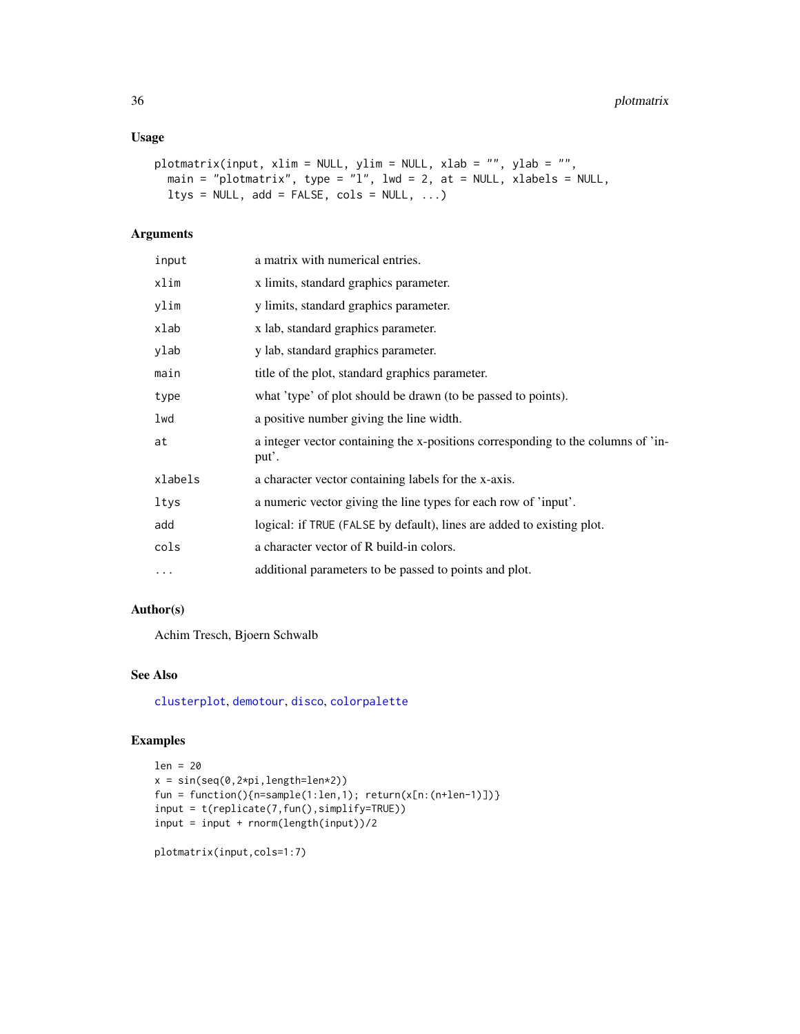## Usage

```
plotmatrix(input, xlim = NULL, ylim = NULL, xlab = "", ylab = "",
  main = "plotmatrix", type = "l", lwd = 2, at = NULL, xlabels = NULL,
  ltys = NULL, add = FALSE, cols = NULL, ...)
```

## Arguments

| | |
|---|---|
| input | a matrix with numerical entries. |
| xlim | x limits, standard graphics parameter. |
| ylim | y limits, standard graphics parameter. |
| xlab | x lab, standard graphics parameter. |
| ylab | y lab, standard graphics parameter. |
| main | title of the plot, standard graphics parameter. |
| type | what 'type' of plot should be drawn (to be passed to points). |
| lwd | a positive number giving the line width. |
| at | a integer vector containing the x-positions corresponding to the columns of 'input'. |
| xlabels | a character vector containing labels for the x-axis. |
| ltys | a numeric vector giving the line types for each row of 'input'. |
| add | logical: if TRUE (FALSE by default), lines are added to existing plot. |
| cols | a character vector of R build-in colors. |
| ... | additional parameters to be passed to points and plot. |

## Author(s)

Achim Tresch, Bjoern Schwalb

## See Also

clusterplot, demotour, disco, colorpalette

## Examples

```
len = 20
x = sin(seq(0,2*pi,length=len*2))
fun = function(){n=sample(1:len,1); return(x[n:(n+len-1)])}
input = t(replicate(7,fun(),simplify=TRUE))
input = input + rnorm(length(input))/2

plotmatrix(input,cols=1:7)
```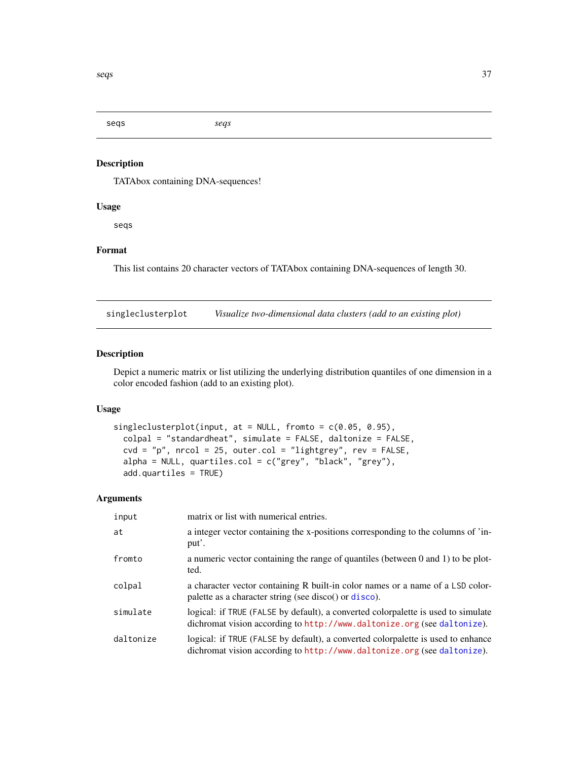## seqs — *seqs*

### Description

TATAbox containing DNA-sequences!

### Usage

```
seqs
```

### Format

This list contains 20 character vectors of TATAbox containing DNA-sequences of length 30.

## singleclusterplot — *Visualize two-dimensional data clusters (add to an existing plot)*

### Description

Depict a numeric matrix or list utilizing the underlying distribution quantiles of one dimension in a color encoded fashion (add to an existing plot).

### Usage

```
singleclusterplot(input, at = NULL, fromto = c(0.05, 0.95),
  colpal = "standardheat", simulate = FALSE, daltonize = FALSE,
  cvd = "p", nrcol = 25, outer.col = "lightgrey", rev = FALSE,
  alpha = NULL, quartiles.col = c("grey", "black", "grey"),
  add.quartiles = TRUE)
```

### Arguments

| | |
|---|---|
| `input` | matrix or list with numerical entries. |
| `at` | a integer vector containing the x-positions corresponding to the columns of 'input'. |
| `fromto` | a numeric vector containing the range of quantiles (between 0 and 1) to be plotted. |
| `colpal` | a character vector containing R built-in color names or a name of a LSD colorpalette as a character string (see disco() or disco). |
| `simulate` | logical: if TRUE (FALSE by default), a converted colorpalette is used to simulate dichromat vision according to http://www.daltonize.org (see daltonize). |
| `daltonize` | logical: if TRUE (FALSE by default), a converted colorpalette is used to enhance dichromat vision according to http://www.daltonize.org (see daltonize). |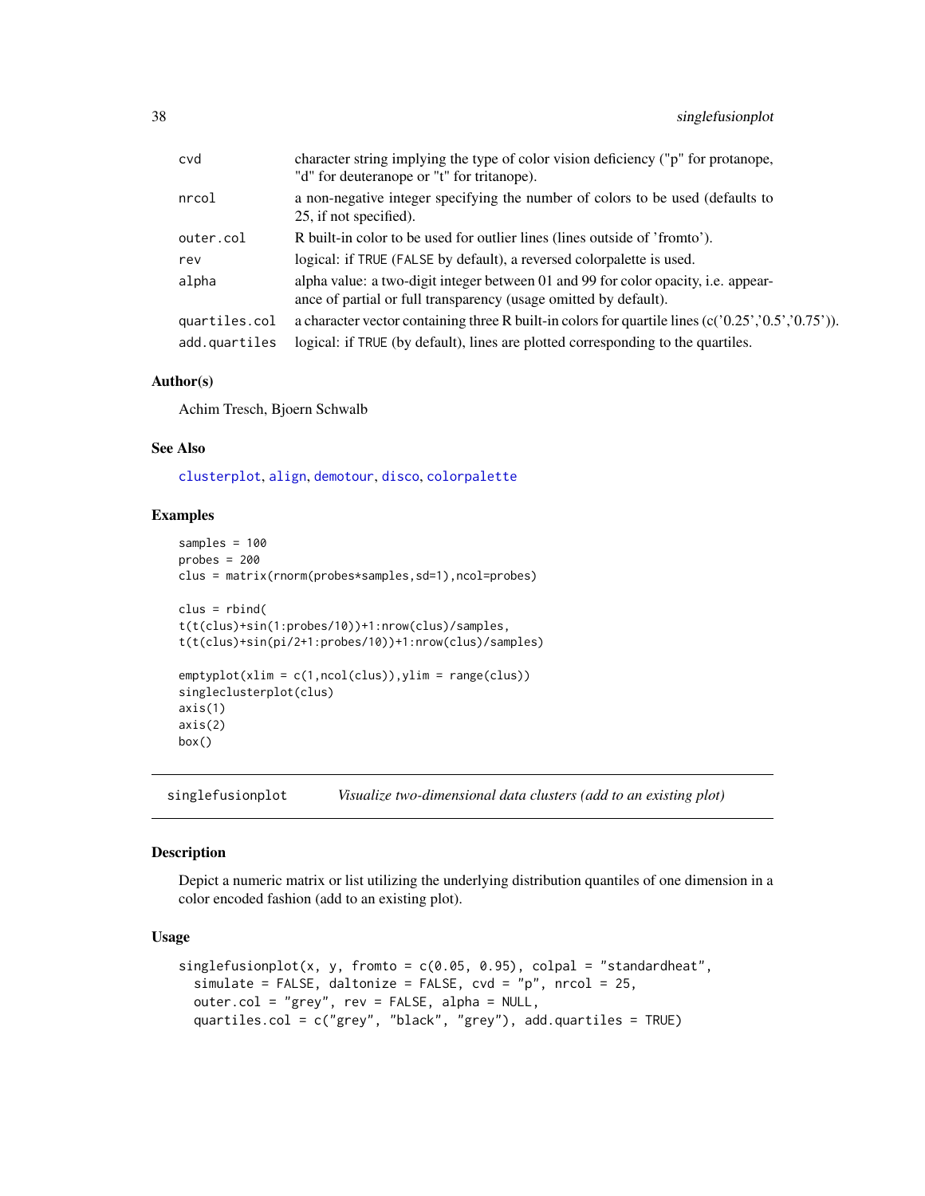| | |
|---|---|
| cvd | character string implying the type of color vision deficiency ("p" for protanope, "d" for deuteranope or "t" for tritanope). |
| nrcol | a non-negative integer specifying the number of colors to be used (defaults to 25, if not specified). |
| outer.col | R built-in color to be used for outlier lines (lines outside of 'fromto'). |
| rev | logical: if TRUE (FALSE by default), a reversed colorpalette is used. |
| alpha | alpha value: a two-digit integer between 01 and 99 for color opacity, i.e. appearance of partial or full transparency (usage omitted by default). |
| quartiles.col | a character vector containing three R built-in colors for quartile lines (c('0.25','0.5','0.75')). |
| add.quartiles | logical: if TRUE (by default), lines are plotted corresponding to the quartiles. |

### Author(s)

Achim Tresch, Bjoern Schwalb

### See Also

clusterplot, align, demotour, disco, colorpalette

### Examples

```
samples = 100
probes = 200
clus = matrix(rnorm(probes*samples,sd=1),ncol=probes)

clus = rbind(
t(t(clus)+sin(1:probes/10))+1:nrow(clus)/samples,
t(t(clus)+sin(pi/2+1:probes/10))+1:nrow(clus)/samples)

emptyplot(xlim = c(1,ncol(clus)),ylim = range(clus))
singleclusterplot(clus)
axis(1)
axis(2)
box()
```

---

## singlefusionplot *Visualize two-dimensional data clusters (add to an existing plot)*

### Description

Depict a numeric matrix or list utilizing the underlying distribution quantiles of one dimension in a color encoded fashion (add to an existing plot).

### Usage

```
singlefusionplot(x, y, fromto = c(0.05, 0.95), colpal = "standardheat",
  simulate = FALSE, daltonize = FALSE, cvd = "p", nrcol = 25,
  outer.col = "grey", rev = FALSE, alpha = NULL,
  quartiles.col = c("grey", "black", "grey"), add.quartiles = TRUE)
```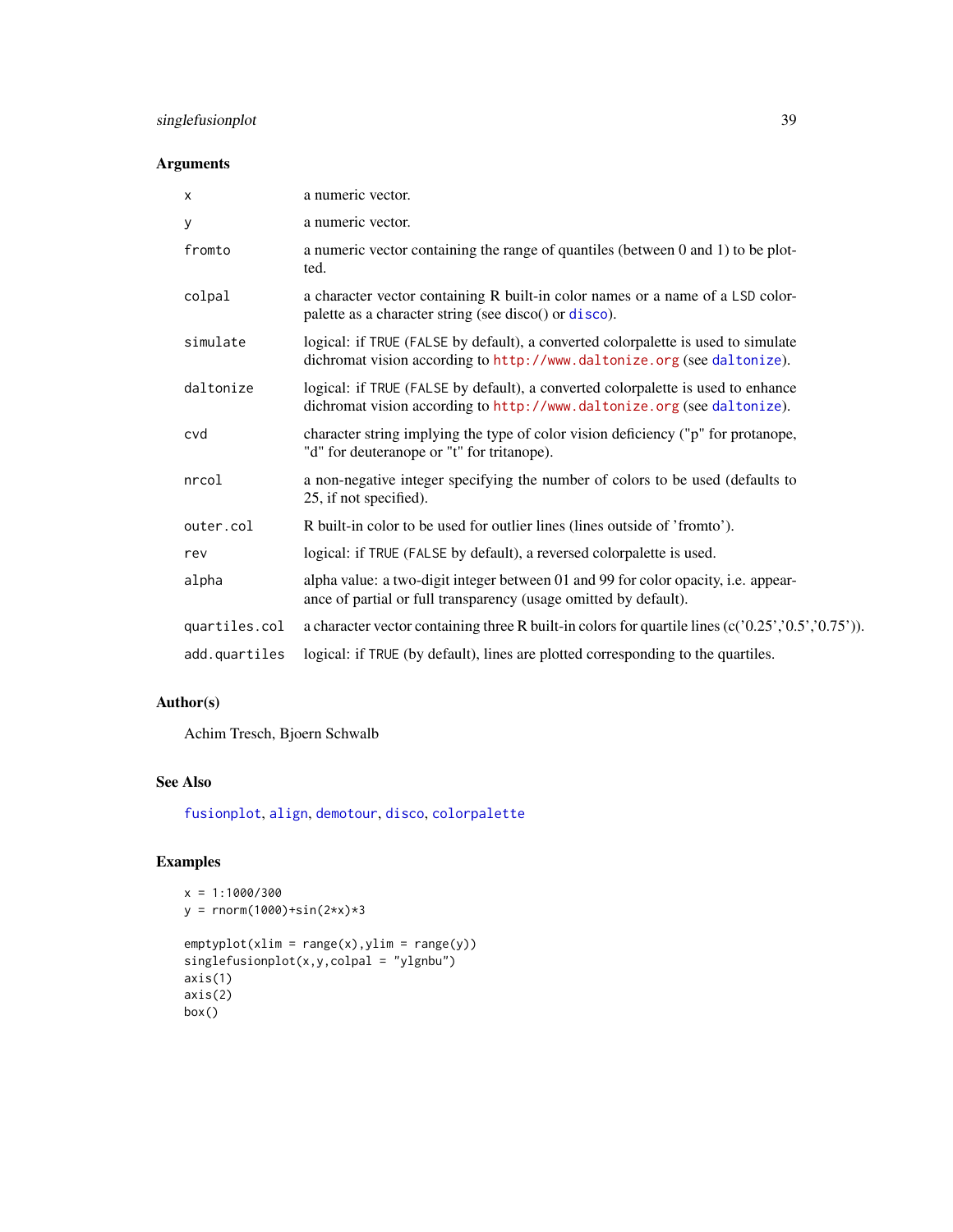## Arguments

| | |
|---|---|
| `x` | a numeric vector. |
| `y` | a numeric vector. |
| `fromto` | a numeric vector containing the range of quantiles (between 0 and 1) to be plotted. |
| `colpal` | a character vector containing R built-in color names or a name of a `LSD` colorpalette as a character string (see disco() or `disco`). |
| `simulate` | logical: if `TRUE` (`FALSE` by default), a converted colorpalette is used to simulate dichromat vision according to `http://www.daltonize.org` (see `daltonize`). |
| `daltonize` | logical: if `TRUE` (`FALSE` by default), a converted colorpalette is used to enhance dichromat vision according to `http://www.daltonize.org` (see `daltonize`). |
| `cvd` | character string implying the type of color vision deficiency ("p" for protanope, "d" for deuteranope or "t" for tritanope). |
| `nrcol` | a non-negative integer specifying the number of colors to be used (defaults to 25, if not specified). |
| `outer.col` | R built-in color to be used for outlier lines (lines outside of 'fromto'). |
| `rev` | logical: if `TRUE` (`FALSE` by default), a reversed colorpalette is used. |
| `alpha` | alpha value: a two-digit integer between 01 and 99 for color opacity, i.e. appearance of partial or full transparency (usage omitted by default). |
| `quartiles.col` | a character vector containing three R built-in colors for quartile lines (c('0.25','0.5','0.75')). |
| `add.quartiles` | logical: if `TRUE` (by default), lines are plotted corresponding to the quartiles. |

## Author(s)

Achim Tresch, Bjoern Schwalb

## See Also

`fusionplot`, `align`, `demotour`, `disco`, `colorpalette`

## Examples

```
x = 1:1000/300
y = rnorm(1000)+sin(2*x)*3

emptyplot(xlim = range(x),ylim = range(y))
singlefusionplot(x,y,colpal = "ylgnbu")
axis(1)
axis(2)
box()
```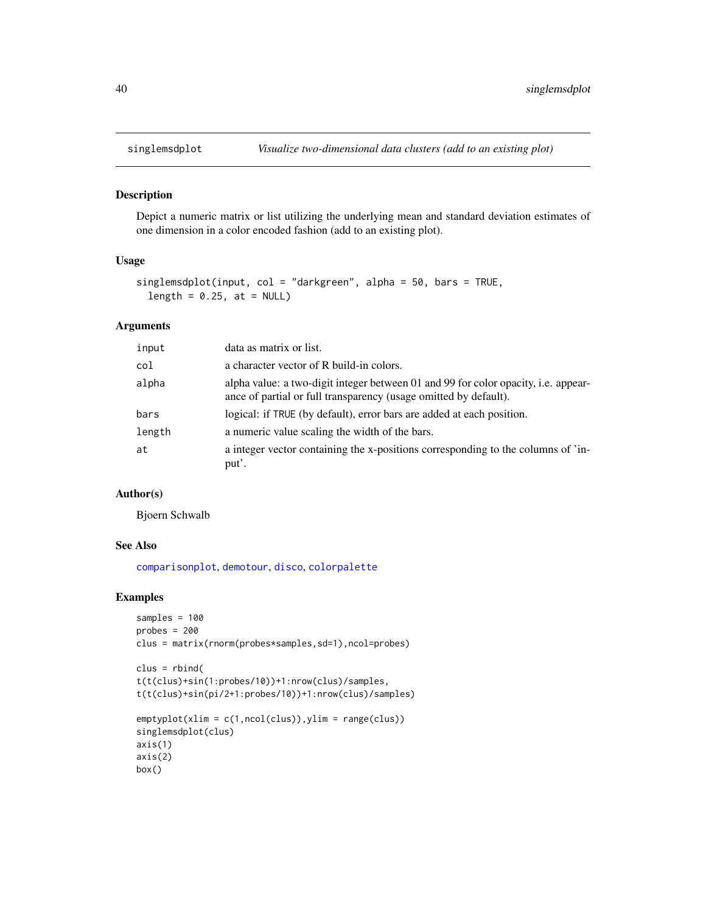singlemsdplot    *Visualize two-dimensional data clusters (add to an existing plot)*

## Description

Depict a numeric matrix or list utilizing the underlying mean and standard deviation estimates of one dimension in a color encoded fashion (add to an existing plot).

## Usage

```
singlemsdplot(input, col = "darkgreen", alpha = 50, bars = TRUE,
  length = 0.25, at = NULL)
```

## Arguments

| | |
|---|---|
| input | data as matrix or list. |
| col | a character vector of R build-in colors. |
| alpha | alpha value: a two-digit integer between 01 and 99 for color opacity, i.e. appearance of partial or full transparency (usage omitted by default). |
| bars | logical: if TRUE (by default), error bars are added at each position. |
| length | a numeric value scaling the width of the bars. |
| at | a integer vector containing the x-positions corresponding to the columns of 'input'. |

## Author(s)

Bjoern Schwalb

## See Also

comparisonplot, demotour, disco, colorpalette

## Examples

```
samples = 100
probes = 200
clus = matrix(rnorm(probes*samples,sd=1),ncol=probes)

clus = rbind(
t(t(clus)+sin(1:probes/10))+1:nrow(clus)/samples,
t(t(clus)+sin(pi/2+1:probes/10))+1:nrow(clus)/samples)

emptyplot(xlim = c(1,ncol(clus)),ylim = range(clus))
singlemsdplot(clus)
axis(1)
axis(2)
box()
```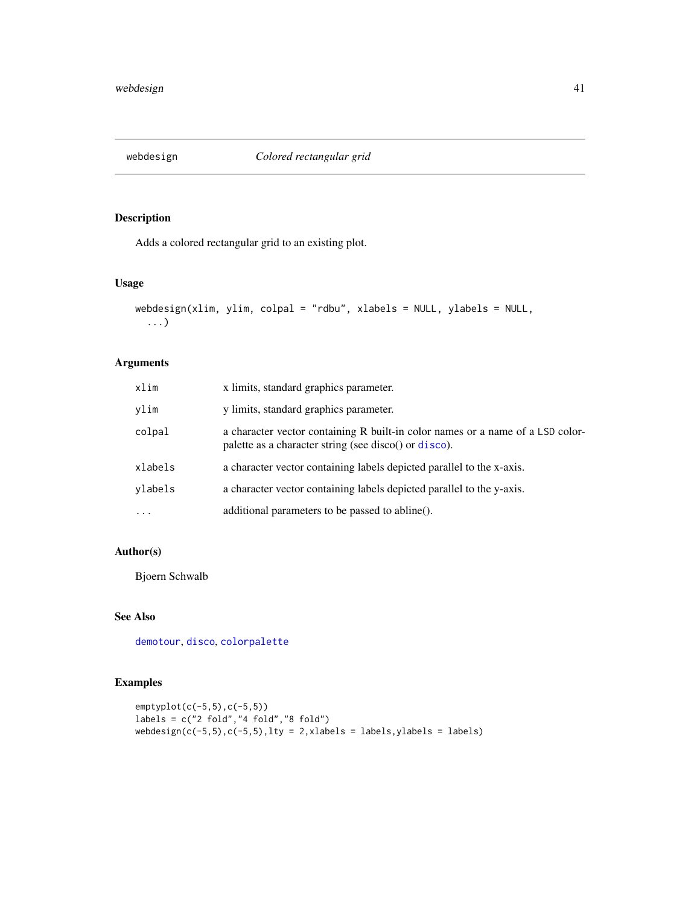## webdesign — *Colored rectangular grid*

### Description

Adds a colored rectangular grid to an existing plot.

### Usage

```
webdesign(xlim, ylim, colpal = "rdbu", xlabels = NULL, ylabels = NULL,
  ...)
```

### Arguments

| | |
|---|---|
| `xlim` | x limits, standard graphics parameter. |
| `ylim` | y limits, standard graphics parameter. |
| `colpal` | a character vector containing R built-in color names or a name of a `LSD` colorpalette as a character string (see disco() or `disco`). |
| `xlabels` | a character vector containing labels depicted parallel to the x-axis. |
| `ylabels` | a character vector containing labels depicted parallel to the y-axis. |
| `...` | additional parameters to be passed to abline(). |

### Author(s)

Bjoern Schwalb

### See Also

`demotour`, `disco`, `colorpalette`

### Examples

```
emptyplot(c(-5,5),c(-5,5))
labels = c("2 fold","4 fold","8 fold")
webdesign(c(-5,5),c(-5,5),lty = 2,xlabels = labels,ylabels = labels)
```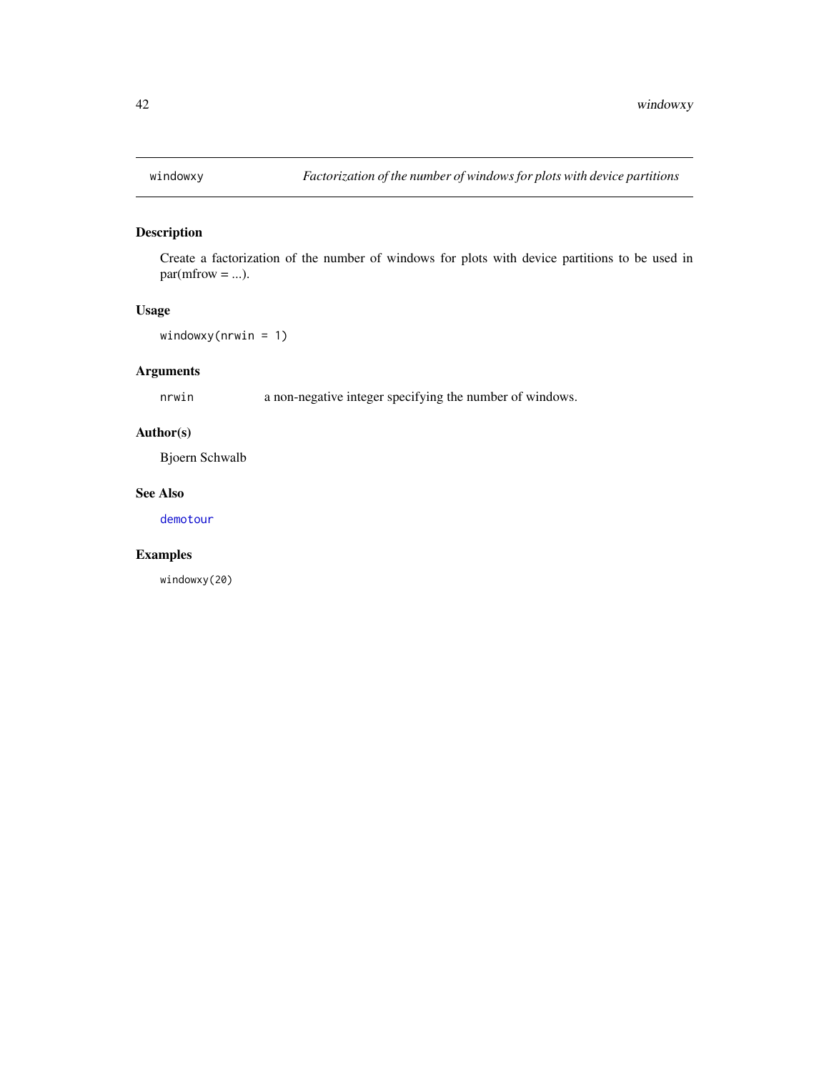`windowxy` *Factorization of the number of windows for plots with device partitions*

## Description

Create a factorization of the number of windows for plots with device partitions to be used in par(mfrow = ...).

## Usage

```
windowxy(nrwin = 1)
```

## Arguments

| | |
|---|---|
| `nrwin` | a non-negative integer specifying the number of windows. |

## Author(s)

Bjoern Schwalb

## See Also

`demotour`

## Examples

```
windowxy(20)
```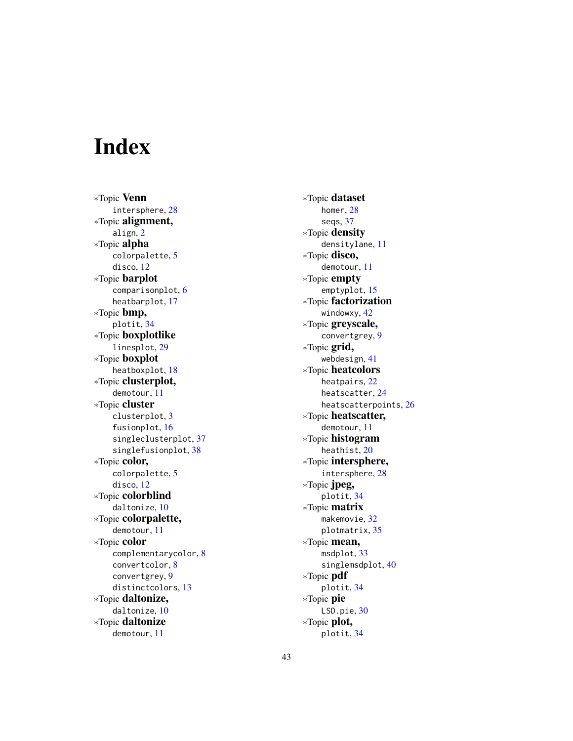# Index

*Topic **Venn**
  intersphere, 28
*Topic **alignment,**
  align, 2
*Topic **alpha**
  colorpalette, 5
  disco, 12
*Topic **barplot**
  comparisonplot, 6
  heatbarplot, 17
*Topic **bmp,**
  plotit, 34
*Topic **boxplotlike**
  linesplot, 29
*Topic **boxplot**
  heatboxplot, 18
*Topic **clusterplot,**
  demotour, 11
*Topic **cluster**
  clusterplot, 3
  fusionplot, 16
  singleclusterplot, 37
  singlefusionplot, 38
*Topic **color,**
  colorpalette, 5
  disco, 12
*Topic **colorblind**
  daltonize, 10
*Topic **colorpalette,**
  demotour, 11
*Topic **color**
  complementarycolor, 8
  convertcolor, 8
  convertgrey, 9
  distinctcolors, 13
*Topic **daltonize,**
  daltonize, 10
*Topic **daltonize**
  demotour, 11
*Topic **dataset**
  homer, 28
  seqs, 37
*Topic **density**
  densitylane, 11
*Topic **disco,**
  demotour, 11
*Topic **empty**
  emptyplot, 15
*Topic **factorization**
  windowxy, 42
*Topic **greyscale,**
  convertgrey, 9
*Topic **grid,**
  webdesign, 41
*Topic **heatcolors**
  heatpairs, 22
  heatscatter, 24
  heatscatterpoints, 26
*Topic **heatscatter,**
  demotour, 11
*Topic **histogram**
  heathist, 20
*Topic **intersphere,**
  intersphere, 28
*Topic **jpeg,**
  plotit, 34
*Topic **matrix**
  makemovie, 32
  plotmatrix, 35
*Topic **mean,**
  msdplot, 33
  singlemsdplot, 40
*Topic **pdf**
  plotit, 34
*Topic **pie**
  LSD.pie, 30
*Topic **plot,**
  plotit, 34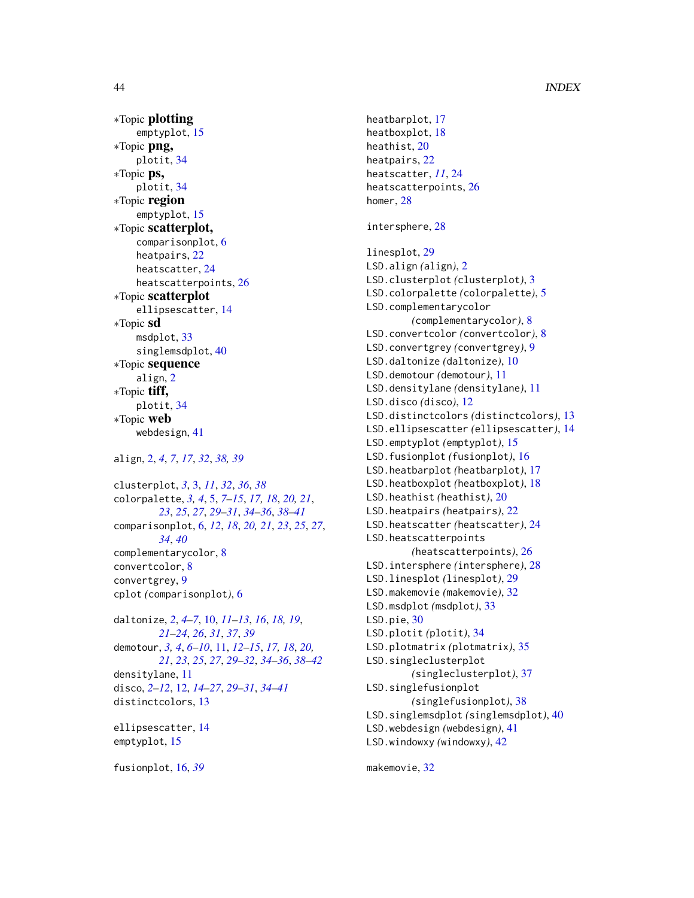∗Topic **plotting**
  emptyplot, 15
∗Topic **png,**
  plotit, 34
∗Topic **ps,**
  plotit, 34
∗Topic **region**
  emptyplot, 15
∗Topic **scatterplot,**
  comparisonplot, 6
  heatpairs, 22
  heatscatter, 24
  heatscatterpoints, 26
∗Topic **scatterplot**
  ellipsescatter, 14
∗Topic **sd**
  msdplot, 33
  singlemsdplot, 40
∗Topic **sequence**
  align, 2
∗Topic **tiff,**
  plotit, 34
∗Topic **web**
  webdesign, 41

align, 2, *4*, *7*, *17*, *32*, *38, 39*

clusterplot, *3*, 3, *11*, *32*, *36*, *38*
colorpalette, *3, 4*, 5, *7–15*, *17, 18*, *20, 21*, *23*, *25*, *27*, *29–31*, *34–36*, *38–41*
comparisonplot, 6, *12*, *18*, *20, 21*, *23*, *25*, *27*, *34*, *40*
complementarycolor, 8
convertcolor, 8
convertgrey, 9
cplot *(*comparisonplot*)*, 6

daltonize, *2*, *4–7*, 10, *11–13*, *16*, *18, 19*, *21–24*, *26*, *31*, *37*, *39*
demotour, *3, 4*, *6–10*, 11, *12–15*, *17, 18*, *20, 21*, *23*, *25*, *27*, *29–32*, *34–36*, *38–42*
densitylane, 11
disco, *2–12*, 12, *14–27*, *29–31*, *34–41*
distinctcolors, 13

ellipsescatter, 14
emptyplot, 15

fusionplot, 16, *39*

heatbarplot, 17
heatboxplot, 18
heathist, 20
heatpairs, 22
heatscatter, *11*, 24
heatscatterpoints, 26
homer, 28

intersphere, 28

linesplot, 29
LSD.align *(*align*)*, 2
LSD.clusterplot *(*clusterplot*)*, 3
LSD.colorpalette *(*colorpalette*)*, 5
LSD.complementarycolor *(*complementarycolor*)*, 8
LSD.convertcolor *(*convertcolor*)*, 8
LSD.convertgrey *(*convertgrey*)*, 9
LSD.daltonize *(*daltonize*)*, 10
LSD.demotour *(*demotour*)*, 11
LSD.densitylane *(*densitylane*)*, 11
LSD.disco *(*disco*)*, 12
LSD.distinctcolors *(*distinctcolors*)*, 13
LSD.ellipsescatter *(*ellipsescatter*)*, 14
LSD.emptyplot *(*emptyplot*)*, 15
LSD.fusionplot *(*fusionplot*)*, 16
LSD.heatbarplot *(*heatbarplot*)*, 17
LSD.heatboxplot *(*heatboxplot*)*, 18
LSD.heathist *(*heathist*)*, 20
LSD.heatpairs *(*heatpairs*)*, 22
LSD.heatscatter *(*heatscatter*)*, 24
LSD.heatscatterpoints *(*heatscatterpoints*)*, 26
LSD.intersphere *(*intersphere*)*, 28
LSD.linesplot *(*linesplot*)*, 29
LSD.makemovie *(*makemovie*)*, 32
LSD.msdplot *(*msdplot*)*, 33
LSD.pie, 30
LSD.plotit *(*plotit*)*, 34
LSD.plotmatrix *(*plotmatrix*)*, 35
LSD.singleclusterplot *(*singleclusterplot*)*, 37
LSD.singlefusionplot *(*singlefusionplot*)*, 38
LSD.singlemsdplot *(*singlemsdplot*)*, 40
LSD.webdesign *(*webdesign*)*, 41
LSD.windowxy *(*windowxy*)*, 42

makemovie, 32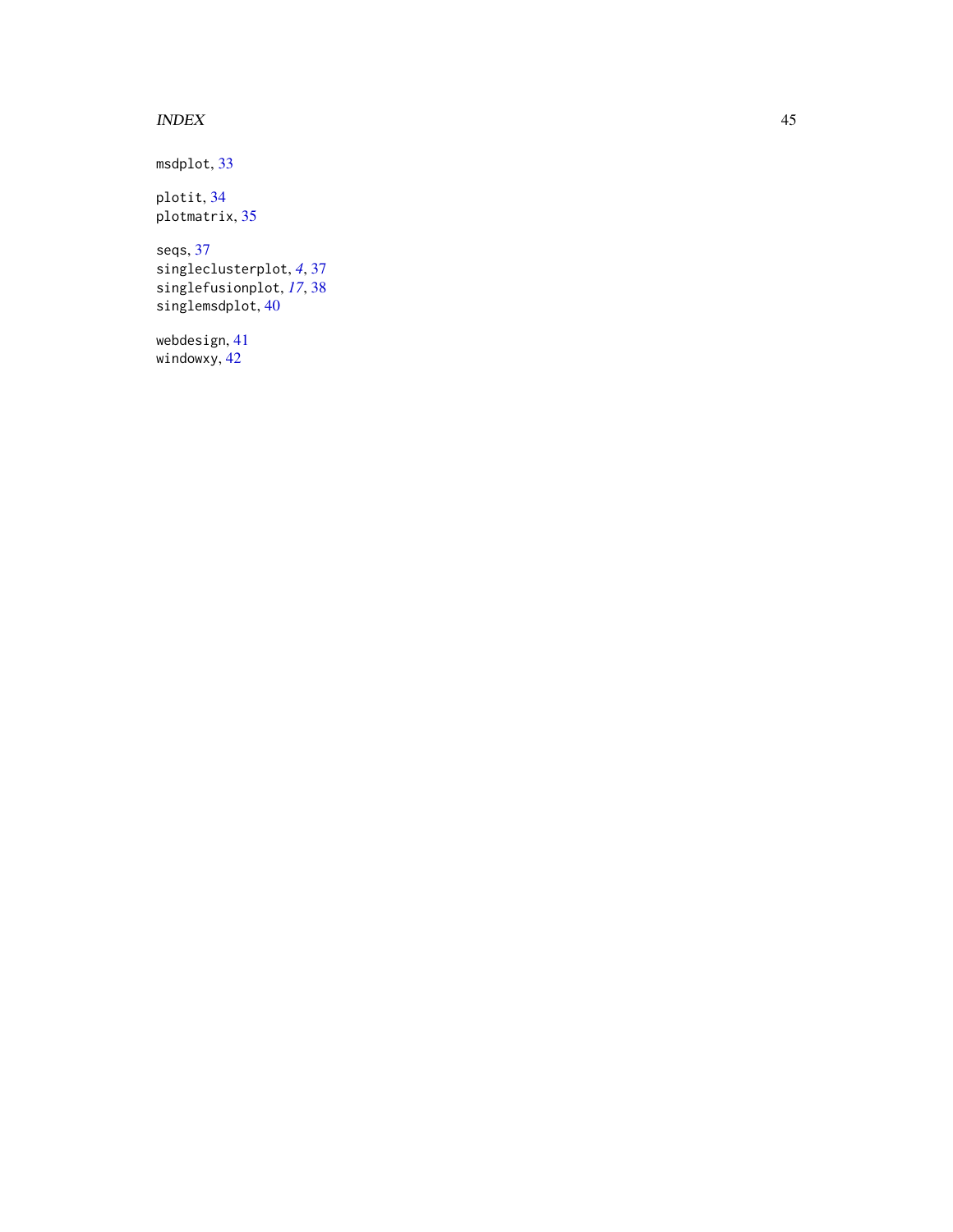msdplot, 33

plotit, 34
plotmatrix, 35

seqs, 37
singleclusterplot, *4*, 37
singlefusionplot, *17*, 38
singlemsdplot, 40

webdesign, 41
windowxy, 42